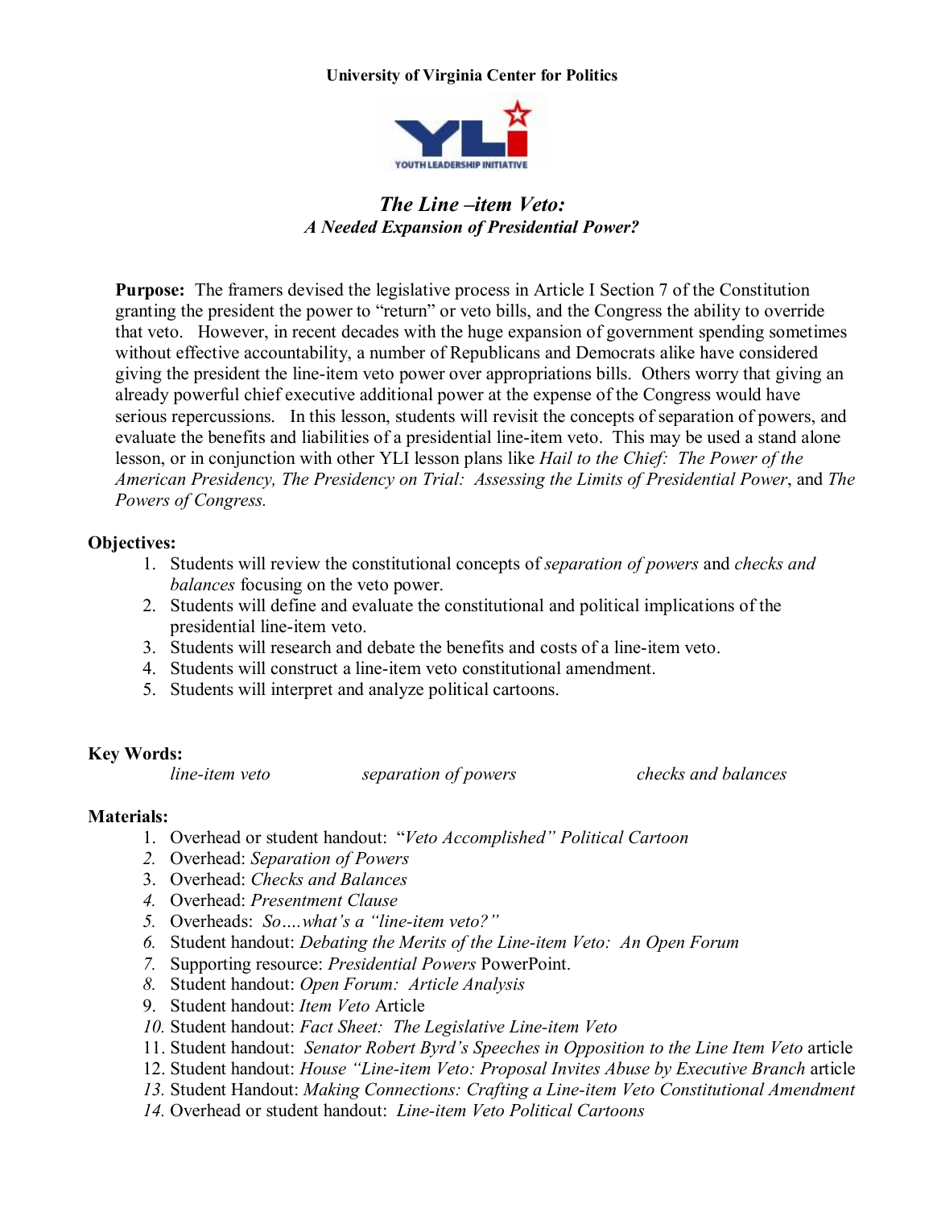University of Virginia Center for Politics

YOUTH LEADERSHIP INITIATIVE

# *The Line –item Veto:*
## *A Needed Expansion of Presidential Power?*

**Purpose:** The framers devised the legislative process in Article I Section 7 of the Constitution granting the president the power to "return" or veto bills, and the Congress the ability to override that veto. However, in recent decades with the huge expansion of government spending sometimes without effective accountability, a number of Republicans and Democrats alike have considered giving the president the line-item veto power over appropriations bills. Others worry that giving an already powerful chief executive additional power at the expense of the Congress would have serious repercussions. In this lesson, students will revisit the concepts of separation of powers, and evaluate the benefits and liabilities of a presidential line-item veto. This may be used a stand alone lesson, or in conjunction with other YLI lesson plans like *Hail to the Chief: The Power of the American Presidency, The Presidency on Trial: Assessing the Limits of Presidential Power*, and *The Powers of Congress.*

**Objectives:**

1. Students will review the constitutional concepts of *separation of powers* and *checks and balances* focusing on the veto power.
2. Students will define and evaluate the constitutional and political implications of the presidential line-item veto.
3. Students will research and debate the benefits and costs of a line-item veto.
4. Students will construct a line-item veto constitutional amendment.
5. Students will interpret and analyze political cartoons.

**Key Words:**

*line-item veto* *separation of powers* *checks and balances*

**Materials:**

1. Overhead or student handout: "*Veto Accomplished" Political Cartoon*
2. Overhead: *Separation of Powers*
3. Overhead: *Checks and Balances*
4. Overhead: *Presentment Clause*
5. Overheads: *So….what's a "line-item veto?"*
6. Student handout: *Debating the Merits of the Line-item Veto: An Open Forum*
7. Supporting resource: *Presidential Powers* PowerPoint.
8. Student handout: *Open Forum: Article Analysis*
9. Student handout: *Item Veto* Article
10. Student handout: *Fact Sheet: The Legislative Line-item Veto*
11. Student handout: *Senator Robert Byrd's Speeches in Opposition to the Line Item Veto* article
12. Student handout: *House "Line-item Veto: Proposal Invites Abuse by Executive Branch* article
13. Student Handout: *Making Connections: Crafting a Line-item Veto Constitutional Amendment*
14. Overhead or student handout: *Line-item Veto Political Cartoons*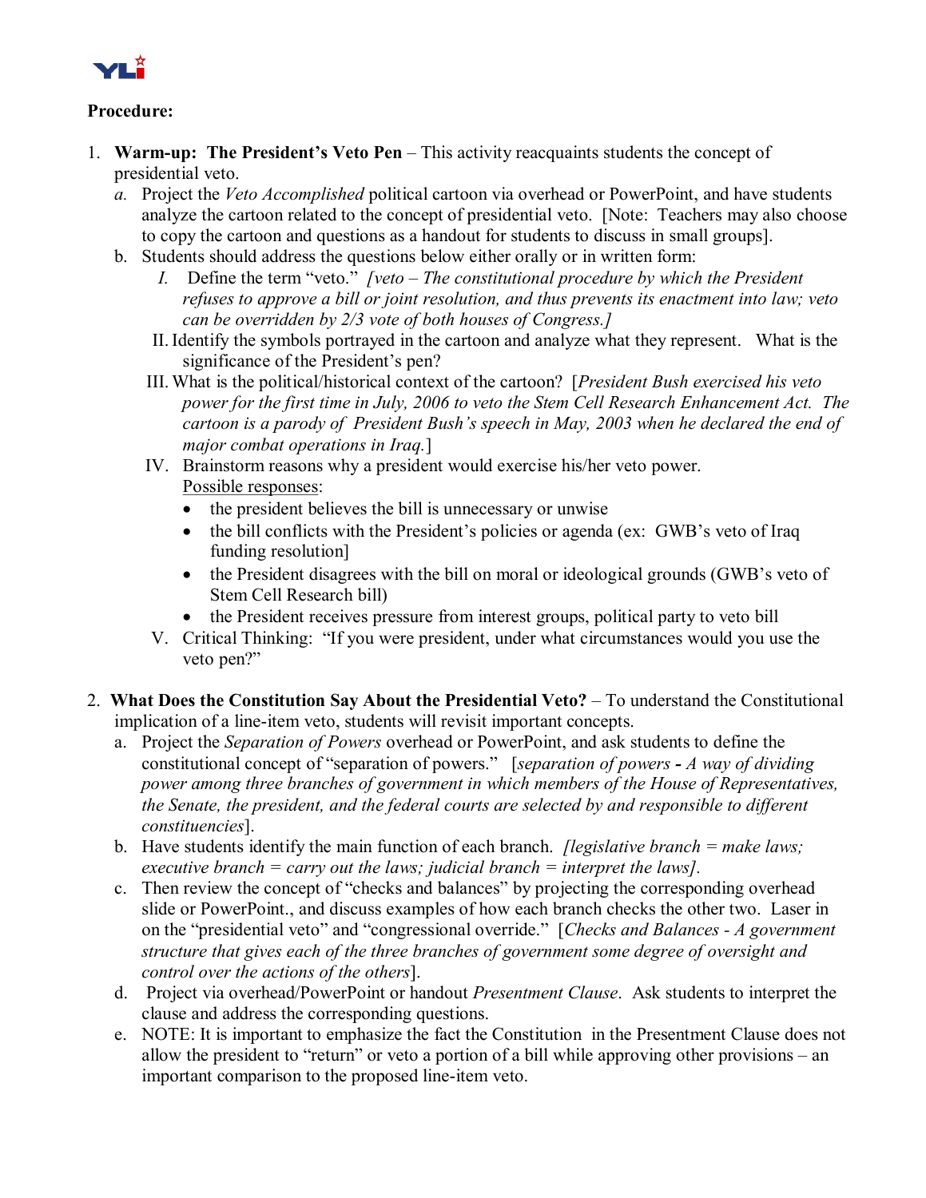**Procedure:**

1. **Warm-up: The President's Veto Pen** – This activity reacquaints students the concept of presidential veto.
   a. Project the *Veto Accomplished* political cartoon via overhead or PowerPoint, and have students analyze the cartoon related to the concept of presidential veto. [Note: Teachers may also choose to copy the cartoon and questions as a handout for students to discuss in small groups].
   b. Students should address the questions below either orally or in written form:
      I. Define the term "veto." *[veto – The constitutional procedure by which the President refuses to approve a bill or joint resolution, and thus prevents its enactment into law; veto can be overridden by 2/3 vote of both houses of Congress.]*
      II. Identify the symbols portrayed in the cartoon and analyze what they represent. What is the significance of the President's pen?
      III. What is the political/historical context of the cartoon? [*President Bush exercised his veto power for the first time in July, 2006 to veto the Stem Cell Research Enhancement Act. The cartoon is a parody of President Bush's speech in May, 2003 when he declared the end of major combat operations in Iraq.*]
      IV. Brainstorm reasons why a president would exercise his/her veto power.
      <u>Possible responses</u>:
         - the president believes the bill is unnecessary or unwise
         - the bill conflicts with the President's policies or agenda (ex: GWB's veto of Iraq funding resolution]
         - the President disagrees with the bill on moral or ideological grounds (GWB's veto of Stem Cell Research bill)
         - the President receives pressure from interest groups, political party to veto bill
      V. Critical Thinking: "If you were president, under what circumstances would you use the veto pen?"

2. **What Does the Constitution Say About the Presidential Veto?** – To understand the Constitutional implication of a line-item veto, students will revisit important concepts.
   a. Project the *Separation of Powers* overhead or PowerPoint, and ask students to define the constitutional concept of "separation of powers." [*separation of powers* **-** *A way of dividing power among three branches of government in which members of the House of Representatives, the Senate, the president, and the federal courts are selected by and responsible to different constituencies*].
   b. Have students identify the main function of each branch. *[legislative branch = make laws; executive branch = carry out the laws; judicial branch = interpret the laws].*
   c. Then review the concept of "checks and balances" by projecting the corresponding overhead slide or PowerPoint., and discuss examples of how each branch checks the other two. Laser in on the "presidential veto" and "congressional override." [*Checks and Balances - A government structure that gives each of the three branches of government some degree of oversight and control over the actions of the others*].
   d. Project via overhead/PowerPoint or handout *Presentment Clause*. Ask students to interpret the clause and address the corresponding questions.
   e. NOTE: It is important to emphasize the fact the Constitution in the Presentment Clause does not allow the president to "return" or veto a portion of a bill while approving other provisions – an important comparison to the proposed line-item veto.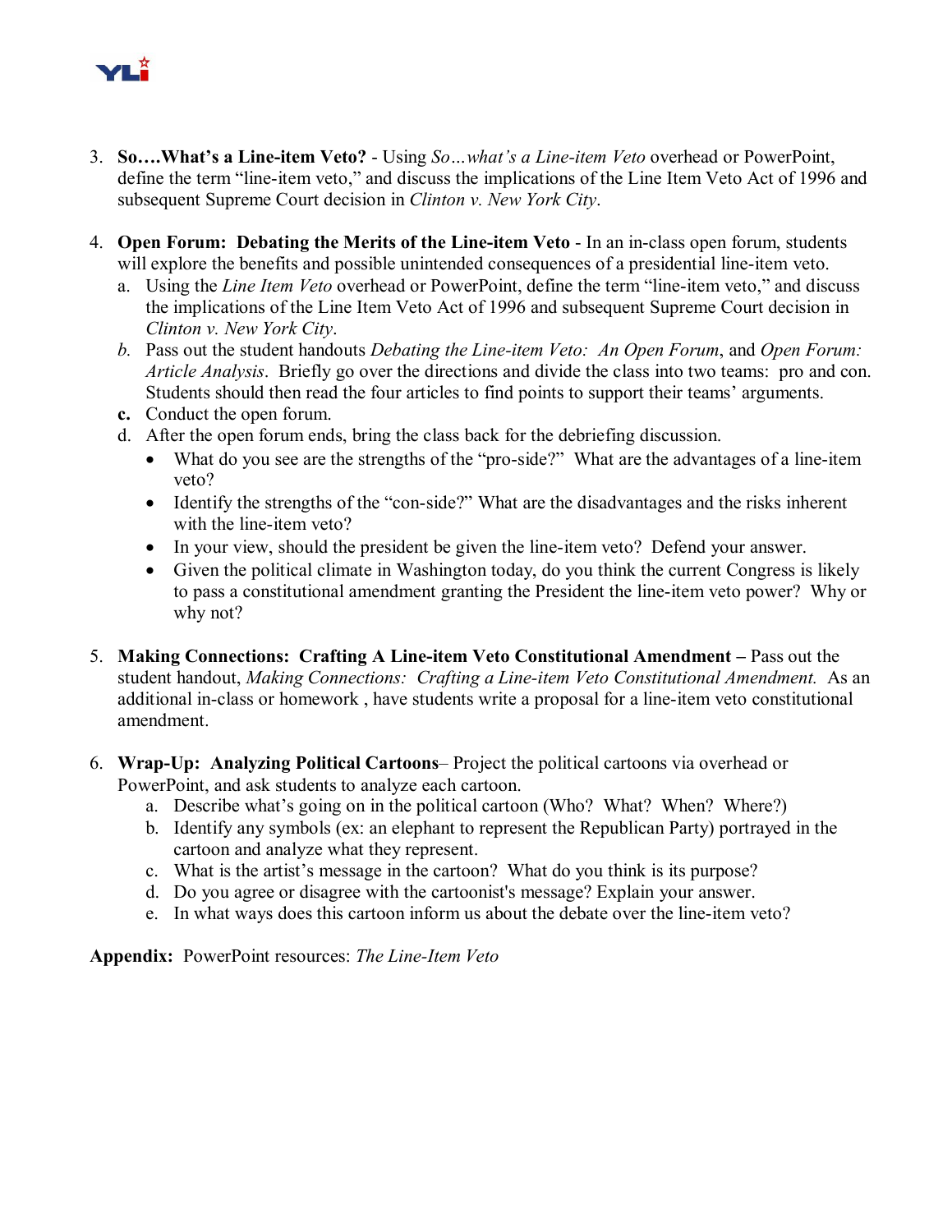3. **So….What's a Line-item Veto?** - Using *So…what's a Line-item Veto* overhead or PowerPoint, define the term "line-item veto," and discuss the implications of the Line Item Veto Act of 1996 and subsequent Supreme Court decision in *Clinton v. New York City*.

4. **Open Forum: Debating the Merits of the Line-item Veto** - In an in-class open forum, students will explore the benefits and possible unintended consequences of a presidential line-item veto.
   a. Using the *Line Item Veto* overhead or PowerPoint, define the term "line-item veto," and discuss the implications of the Line Item Veto Act of 1996 and subsequent Supreme Court decision in *Clinton v. New York City*.
   *b.* Pass out the student handouts *Debating the Line-item Veto: An Open Forum*, and *Open Forum: Article Analysis*. Briefly go over the directions and divide the class into two teams: pro and con. Students should then read the four articles to find points to support their teams' arguments.
   **c.** Conduct the open forum.
   d. After the open forum ends, bring the class back for the debriefing discussion.
      - What do you see are the strengths of the "pro-side?" What are the advantages of a line-item veto?
      - Identify the strengths of the "con-side?" What are the disadvantages and the risks inherent with the line-item veto?
      - In your view, should the president be given the line-item veto? Defend your answer.
      - Given the political climate in Washington today, do you think the current Congress is likely to pass a constitutional amendment granting the President the line-item veto power? Why or why not?

5. **Making Connections: Crafting A Line-item Veto Constitutional Amendment –** Pass out the student handout, *Making Connections: Crafting a Line-item Veto Constitutional Amendment.* As an additional in-class or homework , have students write a proposal for a line-item veto constitutional amendment.

6. **Wrap-Up: Analyzing Political Cartoons**– Project the political cartoons via overhead or PowerPoint, and ask students to analyze each cartoon.
   a. Describe what's going on in the political cartoon (Who? What? When? Where?)
   b. Identify any symbols (ex: an elephant to represent the Republican Party) portrayed in the cartoon and analyze what they represent.
   c. What is the artist's message in the cartoon? What do you think is its purpose?
   d. Do you agree or disagree with the cartoonist's message? Explain your answer.
   e. In what ways does this cartoon inform us about the debate over the line-item veto?

**Appendix:** PowerPoint resources: *The Line-Item Veto*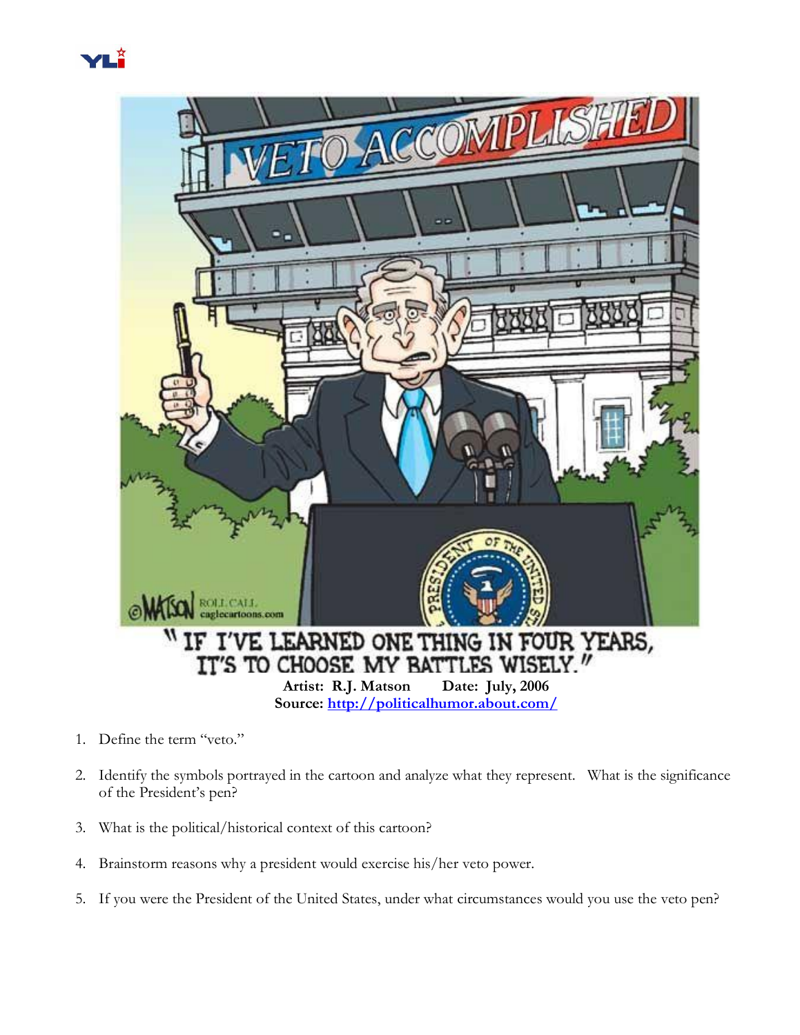"IF I'VE LEARNED ONE THING IN FOUR YEARS, IT'S TO CHOOSE MY BATTLES WISELY."

**Artist: R.J. Matson Date: July, 2006**
**Source: [http://politicalhumor.about.com/](http://politicalhumor.about.com/)**

1. Define the term "veto."

2. Identify the symbols portrayed in the cartoon and analyze what they represent. What is the significance of the President's pen?

3. What is the political/historical context of this cartoon?

4. Brainstorm reasons why a president would exercise his/her veto power.

5. If you were the President of the United States, under what circumstances would you use the veto pen?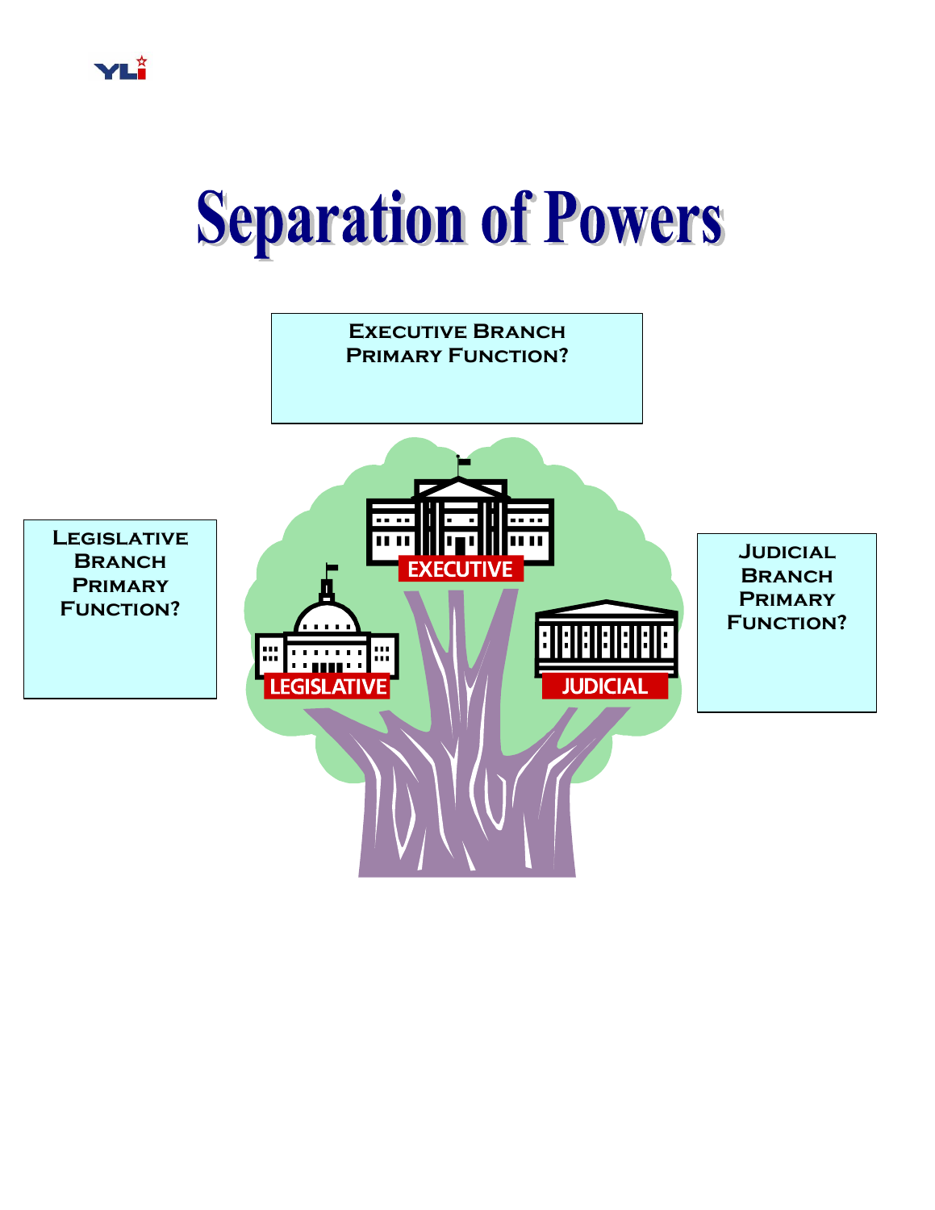# Separation of Powers

**Executive Branch Primary Function?**

**Legislative Branch Primary Function?**

**Judicial Branch Primary Function?**

EXECUTIVE

LEGISLATIVE

JUDICIAL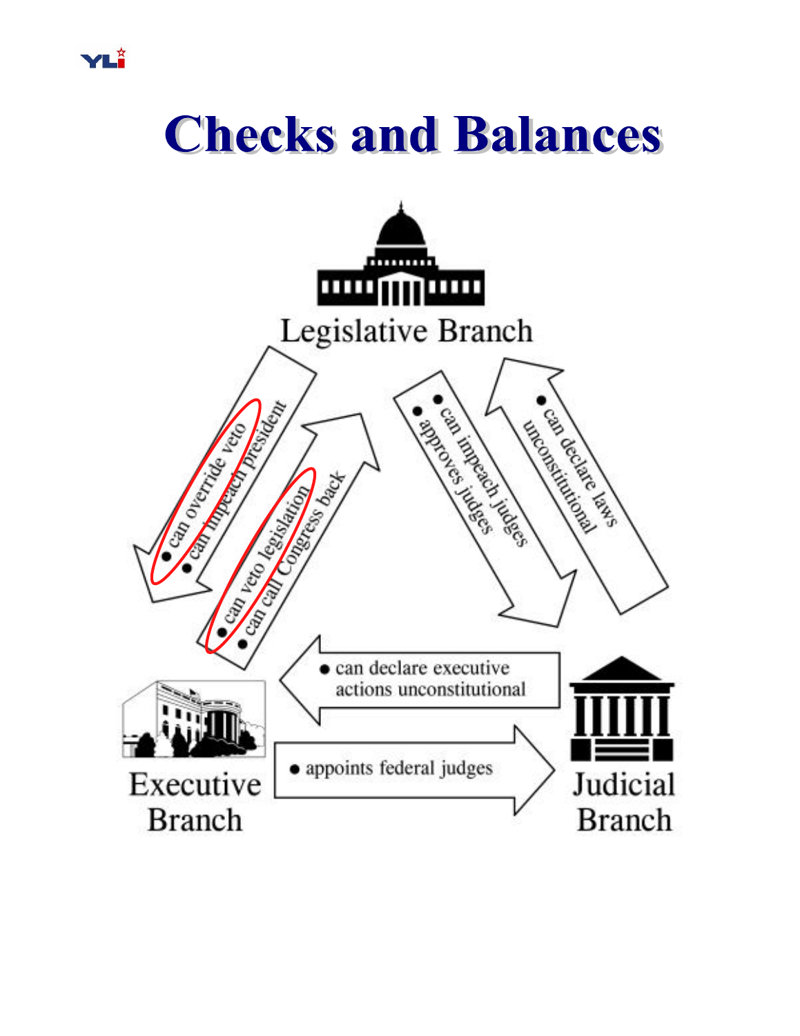# Checks and Balances

Legislative Branch

- can override veto
- can impeach president

- can veto legislation
- can call Congress back

- can impeach judges
- approves judges

- can declare laws unconstitutional

- can declare executive actions unconstitutional

- appoints federal judges

Executive Branch

Judicial Branch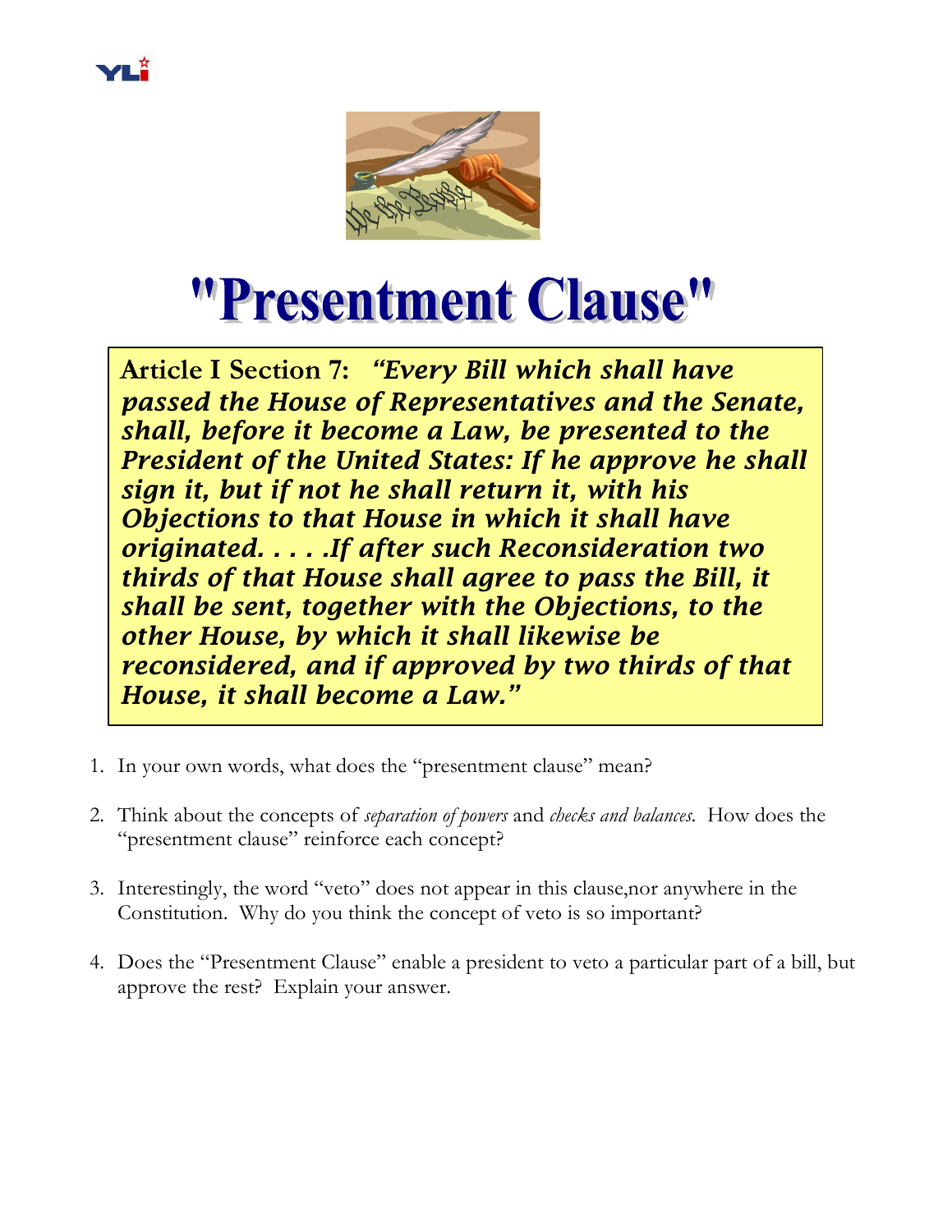# "Presentment Clause"

**Article I Section 7:** ***"Every Bill which shall have passed the House of Representatives and the Senate, shall, before it become a Law, be presented to the President of the United States: If he approve he shall sign it, but if not he shall return it, with his Objections to that House in which it shall have originated. . . . .If after such Reconsideration two thirds of that House shall agree to pass the Bill, it shall be sent, together with the Objections, to the other House, by which it shall likewise be reconsidered, and if approved by two thirds of that House, it shall become a Law."***

1. In your own words, what does the "presentment clause" mean?

2. Think about the concepts of *separation of powers* and *checks and balances*. How does the "presentment clause" reinforce each concept?

3. Interestingly, the word "veto" does not appear in this clause,nor anywhere in the Constitution. Why do you think the concept of veto is so important?

4. Does the "Presentment Clause" enable a president to veto a particular part of a bill, but approve the rest? Explain your answer.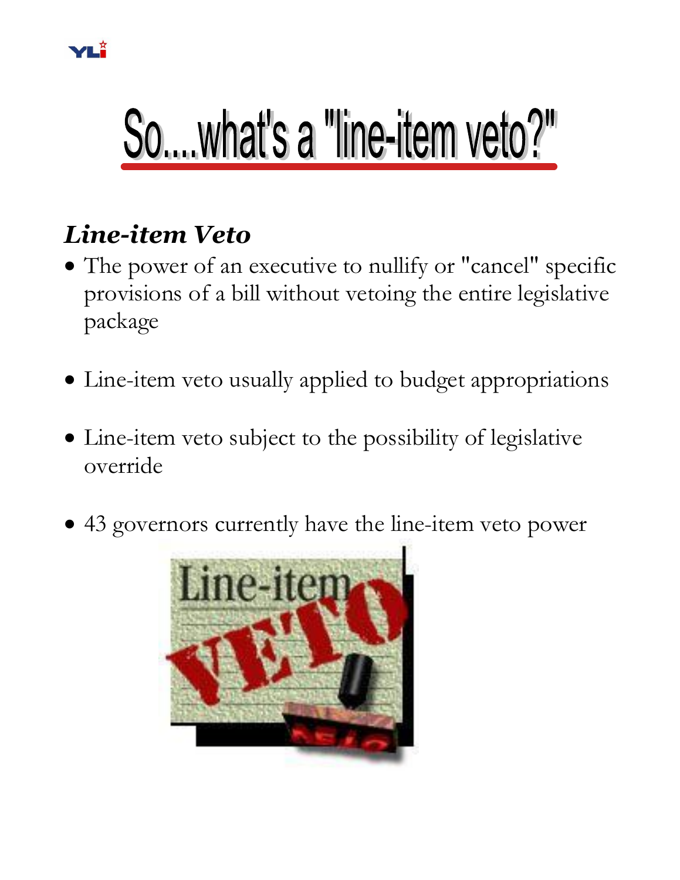# So....what's a "line-item veto?"

***Line-item Veto***

- The power of an executive to nullify or "cancel" specific provisions of a bill without vetoing the entire legislative package
- Line-item veto usually applied to budget appropriations
- Line-item veto subject to the possibility of legislative override
- 43 governors currently have the line-item veto power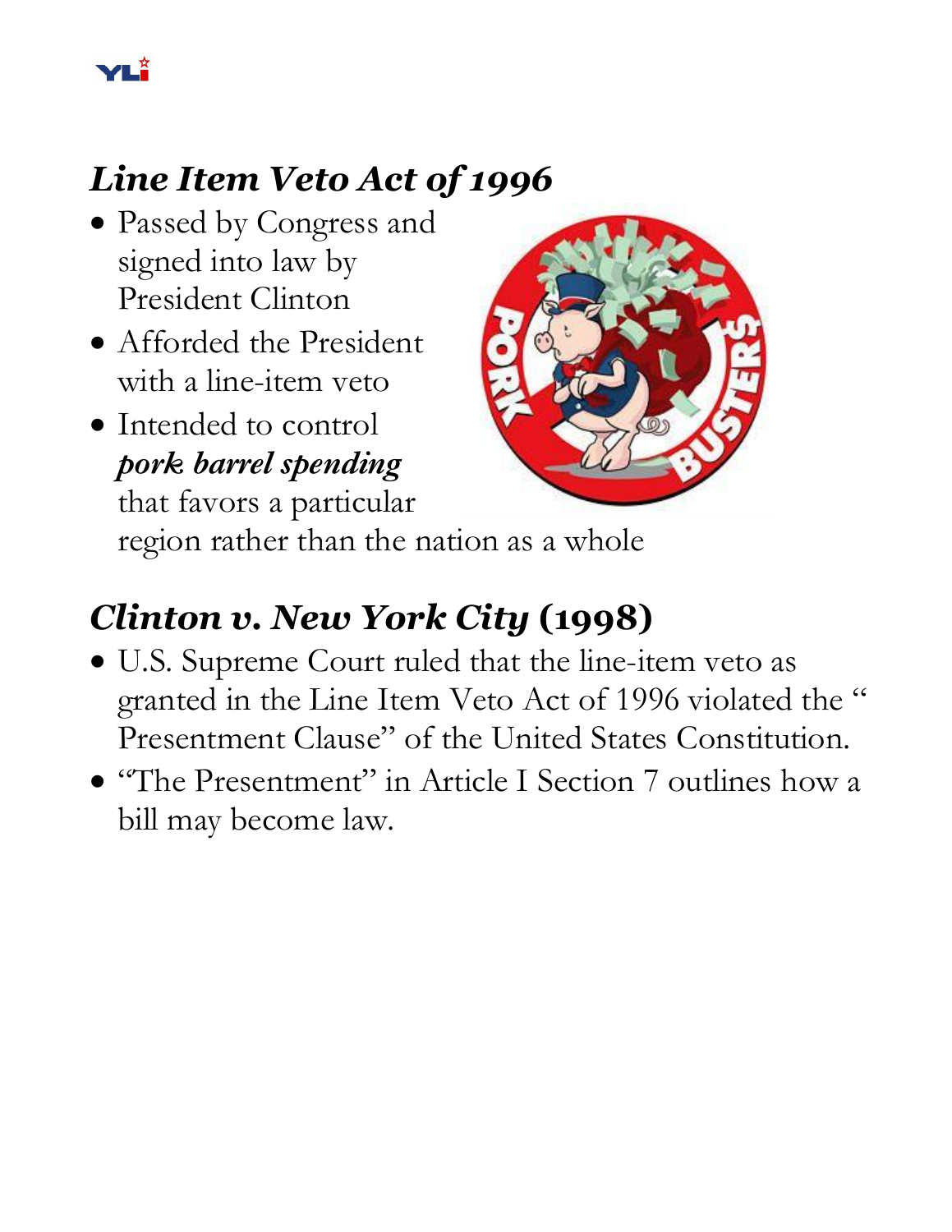## *Line Item Veto Act of 1996*

- Passed by Congress and signed into law by President Clinton
- Afforded the President with a line-item veto
- Intended to control ***pork barrel spending*** that favors a particular region rather than the nation as a whole

## *Clinton v. New York City* (1998)

- U.S. Supreme Court ruled that the line-item veto as granted in the Line Item Veto Act of 1996 violated the " Presentment Clause" of the United States Constitution.
- "The Presentment" in Article I Section 7 outlines how a bill may become law.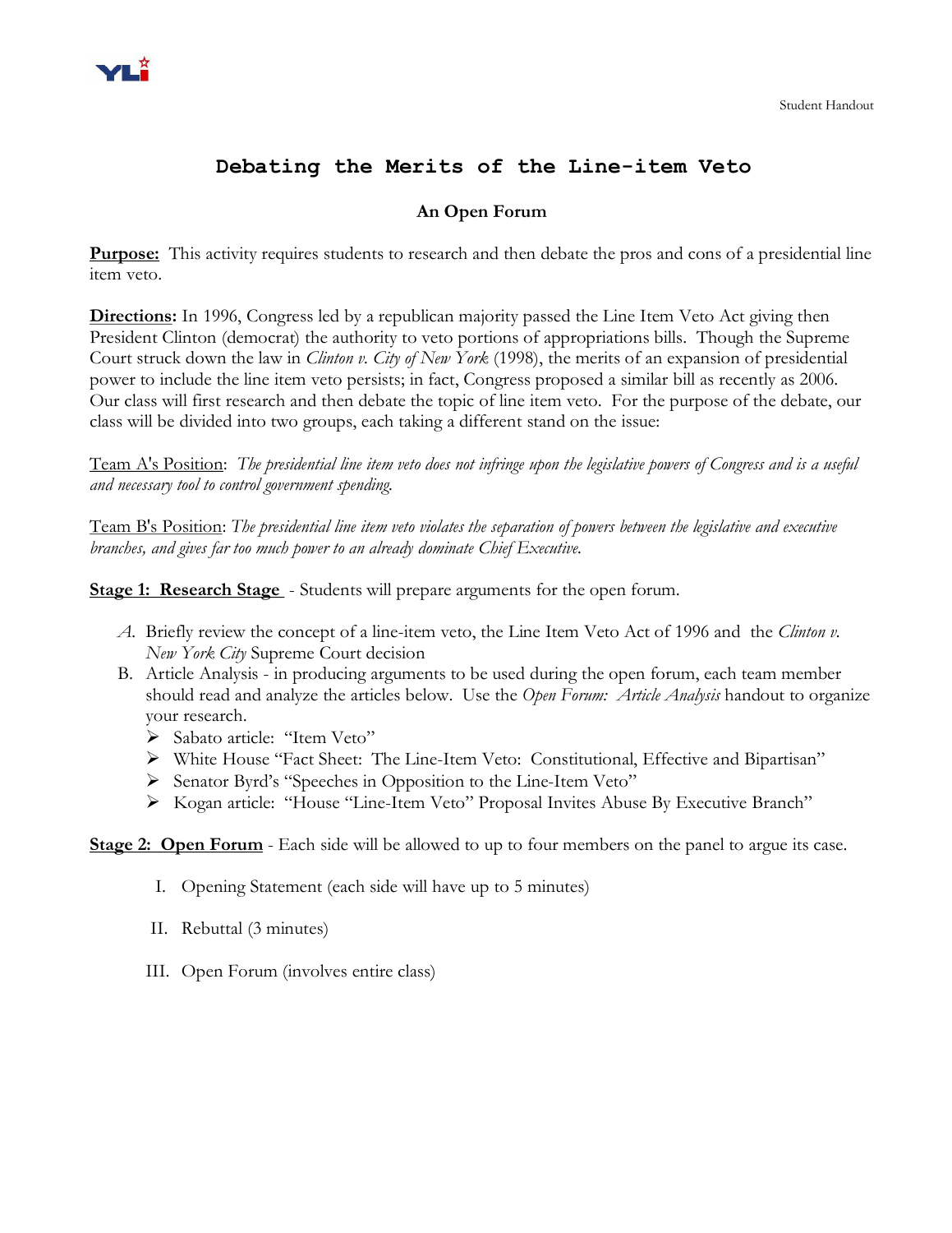Student Handout

# Debating the Merits of the Line-item Veto

**An Open Forum**

**Purpose:** This activity requires students to research and then debate the pros and cons of a presidential line item veto.

**Directions:** In 1996, Congress led by a republican majority passed the Line Item Veto Act giving then President Clinton (democrat) the authority to veto portions of appropriations bills. Though the Supreme Court struck down the law in *Clinton v. City of New York* (1998), the merits of an expansion of presidential power to include the line item veto persists; in fact, Congress proposed a similar bill as recently as 2006. Our class will first research and then debate the topic of line item veto. For the purpose of the debate, our class will be divided into two groups, each taking a different stand on the issue:

Team A's Position: *The presidential line item veto does not infringe upon the legislative powers of Congress and is a useful and necessary tool to control government spending.*

Team B's Position: *The presidential line item veto violates the separation of powers between the legislative and executive branches, and gives far too much power to an already dominate Chief Executive.*

**Stage 1: Research Stage** - Students will prepare arguments for the open forum.

A. Briefly review the concept of a line-item veto, the Line Item Veto Act of 1996 and the *Clinton v. New York City* Supreme Court decision
B. Article Analysis - in producing arguments to be used during the open forum, each team member should read and analyze the articles below. Use the *Open Forum: Article Analysis* handout to organize your research.
   - Sabato article: "Item Veto"
   - White House "Fact Sheet: The Line-Item Veto: Constitutional, Effective and Bipartisan"
   - Senator Byrd's "Speeches in Opposition to the Line-Item Veto"
   - Kogan article: "House "Line-Item Veto" Proposal Invites Abuse By Executive Branch"

**Stage 2: Open Forum** - Each side will be allowed to up to four members on the panel to argue its case.

I. Opening Statement (each side will have up to 5 minutes)

II. Rebuttal (3 minutes)

III. Open Forum (involves entire class)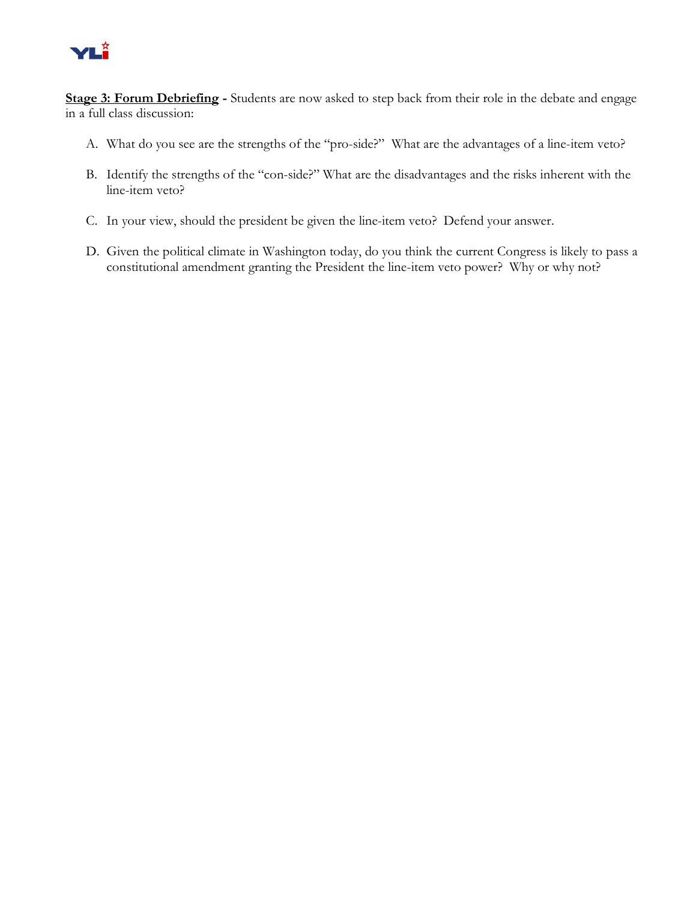**<u>Stage 3: Forum Debriefing</u> -** Students are now asked to step back from their role in the debate and engage in a full class discussion:

A. What do you see are the strengths of the "pro-side?" What are the advantages of a line-item veto?

B. Identify the strengths of the "con-side?" What are the disadvantages and the risks inherent with the line-item veto?

C. In your view, should the president be given the line-item veto? Defend your answer.

D. Given the political climate in Washington today, do you think the current Congress is likely to pass a constitutional amendment granting the President the line-item veto power? Why or why not?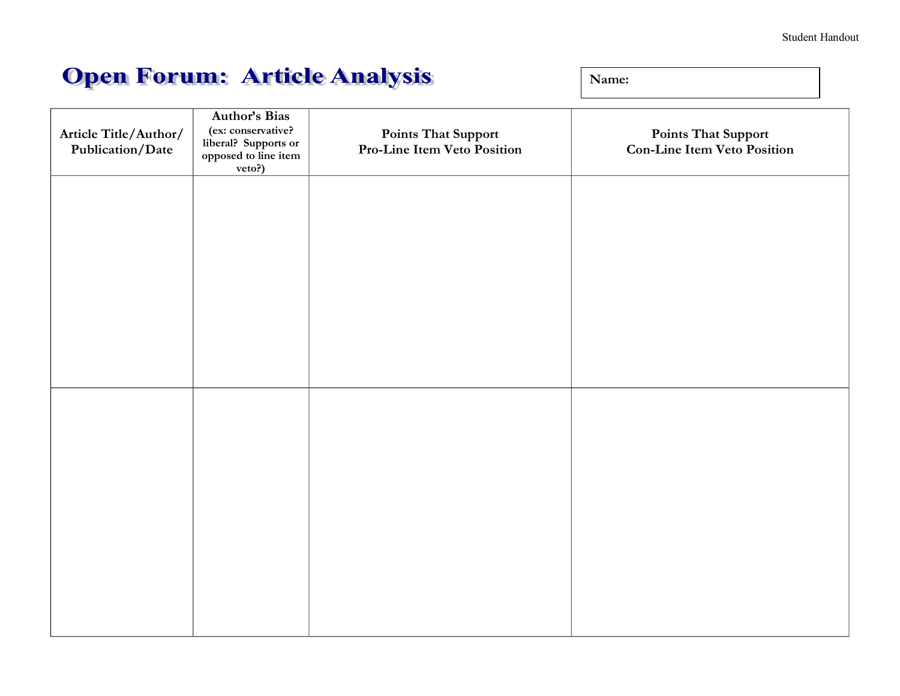Student Handout

# Open Forum: Article Analysis

**Name:**

| Article Title/Author/ Publication/Date | Author's Bias (ex: conservative? liberal? Supports or opposed to line item veto?) | Points That Support Pro-Line Item Veto Position | Points That Support Con-Line Item Veto Position |
|---|---|---|---|
| | | | |
| | | | |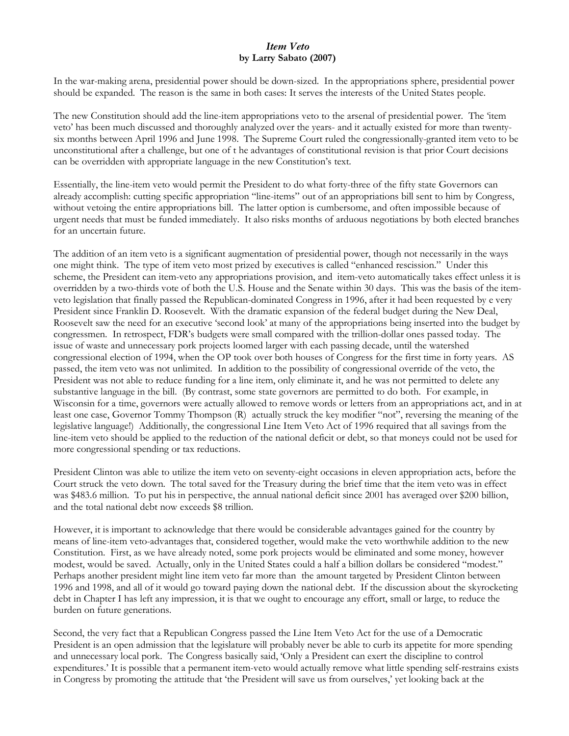## *Item Veto*
**by Larry Sabato (2007)**

In the war-making arena, presidential power should be down-sized. In the appropriations sphere, presidential power should be expanded. The reason is the same in both cases: It serves the interests of the United States people.

The new Constitution should add the line-item appropriations veto to the arsenal of presidential power. The 'item veto' has been much discussed and thoroughly analyzed over the years- and it actually existed for more than twenty-six months between April 1996 and June 1998. The Supreme Court ruled the congressionally-granted item veto to be unconstitutional after a challenge, but one of t he advantages of constitutional revision is that prior Court decisions can be overridden with appropriate language in the new Constitution's text.

Essentially, the line-item veto would permit the President to do what forty-three of the fifty state Governors can already accomplish: cutting specific appropriation "line-items" out of an appropriations bill sent to him by Congress, without vetoing the entire appropriations bill. The latter option is cumbersome, and often impossible because of urgent needs that must be funded immediately. It also risks months of arduous negotiations by both elected branches for an uncertain future.

The addition of an item veto is a significant augmentation of presidential power, though not necessarily in the ways one might think. The type of item veto most prized by executives is called "enhanced rescission." Under this scheme, the President can item-veto any appropriations provision, and item-veto automatically takes effect unless it is overridden by a two-thirds vote of both the U.S. House and the Senate within 30 days. This was the basis of the item-veto legislation that finally passed the Republican-dominated Congress in 1996, after it had been requested by e very President since Franklin D. Roosevelt. With the dramatic expansion of the federal budget during the New Deal, Roosevelt saw the need for an executive 'second look' at many of the appropriations being inserted into the budget by congressmen. In retrospect, FDR's budgets were small compared with the trillion-dollar ones passed today. The issue of waste and unnecessary pork projects loomed larger with each passing decade, until the watershed congressional election of 1994, when the OP took over both houses of Congress for the first time in forty years. AS passed, the item veto was not unlimited. In addition to the possibility of congressional override of the veto, the President was not able to reduce funding for a line item, only eliminate it, and he was not permitted to delete any substantive language in the bill. (By contrast, some state governors are permitted to do both. For example, in Wisconsin for a time, governors were actually allowed to remove words or letters from an appropriations act, and in at least one case, Governor Tommy Thompson (R) actually struck the key modifier "not", reversing the meaning of the legislative language!) Additionally, the congressional Line Item Veto Act of 1996 required that all savings from the line-item veto should be applied to the reduction of the national deficit or debt, so that moneys could not be used for more congressional spending or tax reductions.

President Clinton was able to utilize the item veto on seventy-eight occasions in eleven appropriation acts, before the Court struck the veto down. The total saved for the Treasury during the brief time that the item veto was in effect was $483.6 million. To put his in perspective, the annual national deficit since 2001 has averaged over $200 billion, and the total national debt now exceeds $8 trillion.

However, it is important to acknowledge that there would be considerable advantages gained for the country by means of line-item veto-advantages that, considered together, would make the veto worthwhile addition to the new Constitution. First, as we have already noted, some pork projects would be eliminated and some money, however modest, would be saved. Actually, only in the United States could a half a billion dollars be considered "modest." Perhaps another president might line item veto far more than the amount targeted by President Clinton between 1996 and 1998, and all of it would go toward paying down the national debt. If the discussion about the skyrocketing debt in Chapter I has left any impression, it is that we ought to encourage any effort, small or large, to reduce the burden on future generations.

Second, the very fact that a Republican Congress passed the Line Item Veto Act for the use of a Democratic President is an open admission that the legislature will probably never be able to curb its appetite for more spending and unnecessary local pork. The Congress basically said, 'Only a President can exert the discipline to control expenditures.' It is possible that a permanent item-veto would actually remove what little spending self-restrains exists in Congress by promoting the attitude that 'the President will save us from ourselves,' yet looking back at the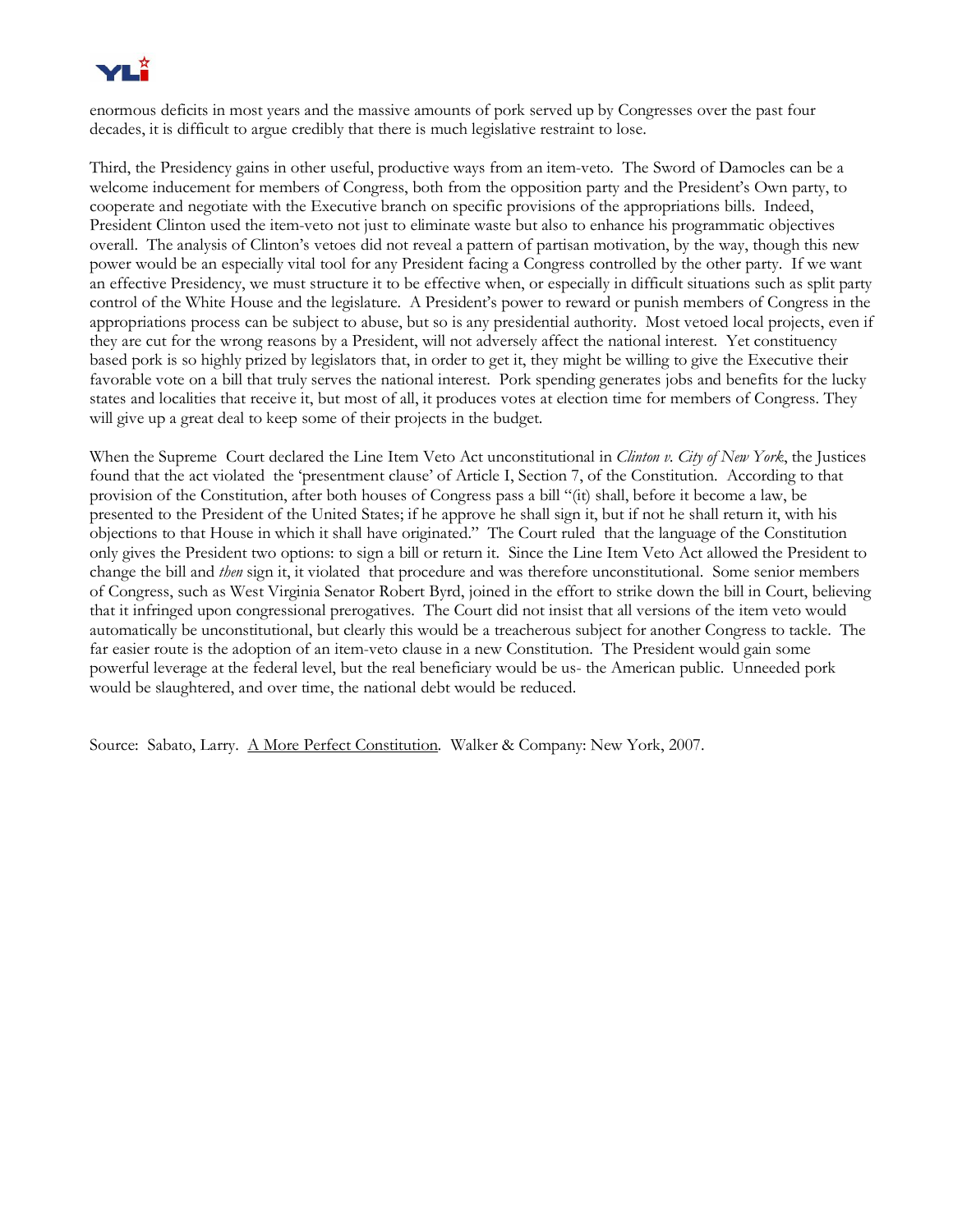enormous deficits in most years and the massive amounts of pork served up by Congresses over the past four decades, it is difficult to argue credibly that there is much legislative restraint to lose.

Third, the Presidency gains in other useful, productive ways from an item-veto. The Sword of Damocles can be a welcome inducement for members of Congress, both from the opposition party and the President's Own party, to cooperate and negotiate with the Executive branch on specific provisions of the appropriations bills. Indeed, President Clinton used the item-veto not just to eliminate waste but also to enhance his programmatic objectives overall. The analysis of Clinton's vetoes did not reveal a pattern of partisan motivation, by the way, though this new power would be an especially vital tool for any President facing a Congress controlled by the other party. If we want an effective Presidency, we must structure it to be effective when, or especially in difficult situations such as split party control of the White House and the legislature. A President's power to reward or punish members of Congress in the appropriations process can be subject to abuse, but so is any presidential authority. Most vetoed local projects, even if they are cut for the wrong reasons by a President, will not adversely affect the national interest. Yet constituency based pork is so highly prized by legislators that, in order to get it, they might be willing to give the Executive their favorable vote on a bill that truly serves the national interest. Pork spending generates jobs and benefits for the lucky states and localities that receive it, but most of all, it produces votes at election time for members of Congress. They will give up a great deal to keep some of their projects in the budget.

When the Supreme Court declared the Line Item Veto Act unconstitutional in *Clinton v. City of New York*, the Justices found that the act violated the 'presentment clause' of Article I, Section 7, of the Constitution. According to that provision of the Constitution, after both houses of Congress pass a bill "(it) shall, before it become a law, be presented to the President of the United States; if he approve he shall sign it, but if not he shall return it, with his objections to that House in which it shall have originated." The Court ruled that the language of the Constitution only gives the President two options: to sign a bill or return it. Since the Line Item Veto Act allowed the President to change the bill and *then* sign it, it violated that procedure and was therefore unconstitutional. Some senior members of Congress, such as West Virginia Senator Robert Byrd, joined in the effort to strike down the bill in Court, believing that it infringed upon congressional prerogatives. The Court did not insist that all versions of the item veto would automatically be unconstitutional, but clearly this would be a treacherous subject for another Congress to tackle. The far easier route is the adoption of an item-veto clause in a new Constitution. The President would gain some powerful leverage at the federal level, but the real beneficiary would be us- the American public. Unneeded pork would be slaughtered, and over time, the national debt would be reduced.

Source: Sabato, Larry. A More Perfect Constitution. Walker & Company: New York, 2007.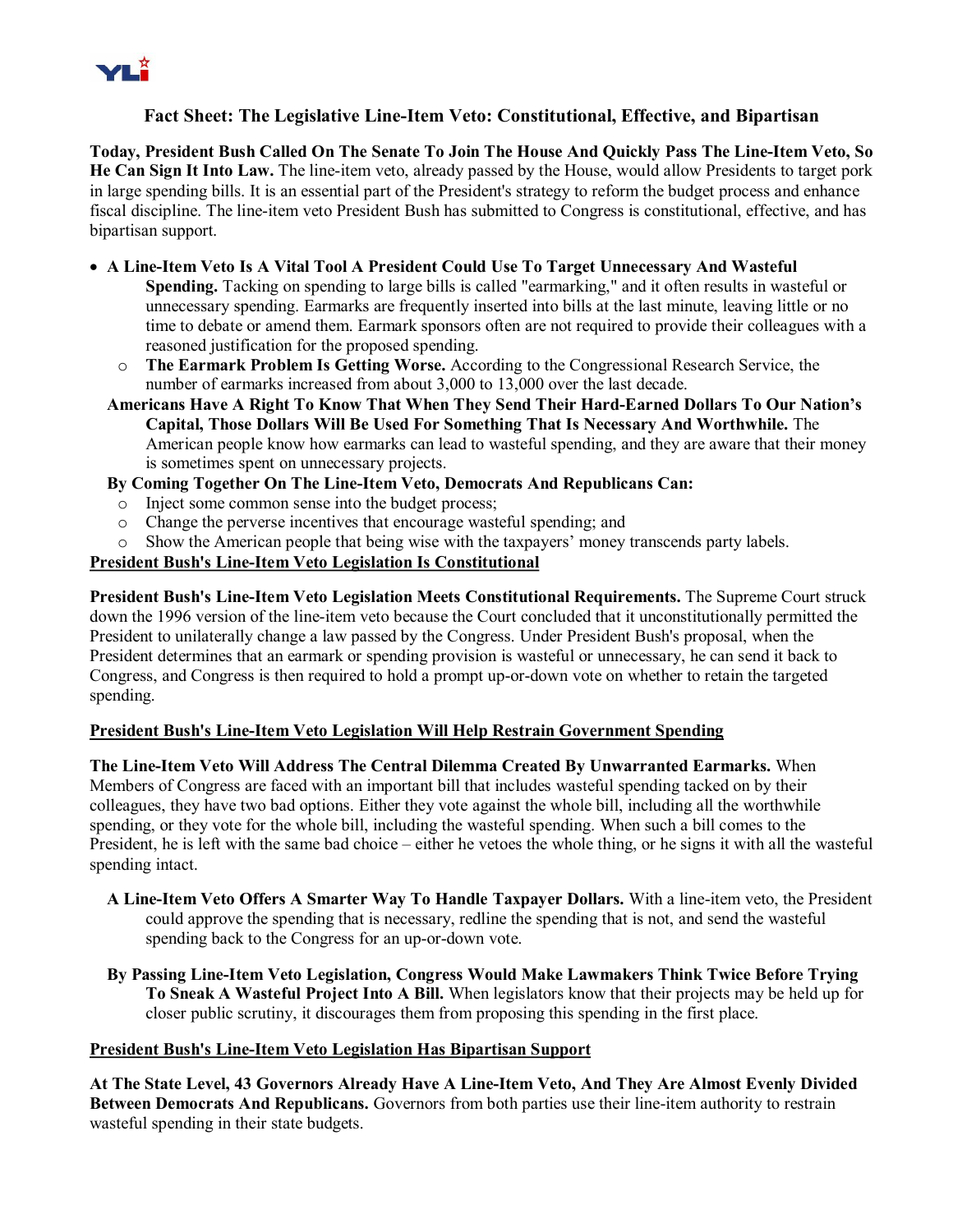## Fact Sheet: The Legislative Line-Item Veto: Constitutional, Effective, and Bipartisan

**Today, President Bush Called On The Senate To Join The House And Quickly Pass The Line-Item Veto, So He Can Sign It Into Law.** The line-item veto, already passed by the House, would allow Presidents to target pork in large spending bills. It is an essential part of the President's strategy to reform the budget process and enhance fiscal discipline. The line-item veto President Bush has submitted to Congress is constitutional, effective, and has bipartisan support.

- **A Line-Item Veto Is A Vital Tool A President Could Use To Target Unnecessary And Wasteful Spending.** Tacking on spending to large bills is called "earmarking," and it often results in wasteful or unnecessary spending. Earmarks are frequently inserted into bills at the last minute, leaving little or no time to debate or amend them. Earmark sponsors often are not required to provide their colleagues with a reasoned justification for the proposed spending.
  - **The Earmark Problem Is Getting Worse.** According to the Congressional Research Service, the number of earmarks increased from about 3,000 to 13,000 over the last decade.

**Americans Have A Right To Know That When They Send Their Hard-Earned Dollars To Our Nation's Capital, Those Dollars Will Be Used For Something That Is Necessary And Worthwhile.** The American people know how earmarks can lead to wasteful spending, and they are aware that their money is sometimes spent on unnecessary projects.

**By Coming Together On The Line-Item Veto, Democrats And Republicans Can:**

- Inject some common sense into the budget process;
- Change the perverse incentives that encourage wasteful spending; and
- Show the American people that being wise with the taxpayers' money transcends party labels.

### President Bush's Line-Item Veto Legislation Is Constitutional

**President Bush's Line-Item Veto Legislation Meets Constitutional Requirements.** The Supreme Court struck down the 1996 version of the line-item veto because the Court concluded that it unconstitutionally permitted the President to unilaterally change a law passed by the Congress. Under President Bush's proposal, when the President determines that an earmark or spending provision is wasteful or unnecessary, he can send it back to Congress, and Congress is then required to hold a prompt up-or-down vote on whether to retain the targeted spending.

### President Bush's Line-Item Veto Legislation Will Help Restrain Government Spending

**The Line-Item Veto Will Address The Central Dilemma Created By Unwarranted Earmarks.** When Members of Congress are faced with an important bill that includes wasteful spending tacked on by their colleagues, they have two bad options. Either they vote against the whole bill, including all the worthwhile spending, or they vote for the whole bill, including the wasteful spending. When such a bill comes to the President, he is left with the same bad choice – either he vetoes the whole thing, or he signs it with all the wasteful spending intact.

**A Line-Item Veto Offers A Smarter Way To Handle Taxpayer Dollars.** With a line-item veto, the President could approve the spending that is necessary, redline the spending that is not, and send the wasteful spending back to the Congress for an up-or-down vote.

**By Passing Line-Item Veto Legislation, Congress Would Make Lawmakers Think Twice Before Trying To Sneak A Wasteful Project Into A Bill.** When legislators know that their projects may be held up for closer public scrutiny, it discourages them from proposing this spending in the first place.

### President Bush's Line-Item Veto Legislation Has Bipartisan Support

**At The State Level, 43 Governors Already Have A Line-Item Veto, And They Are Almost Evenly Divided Between Democrats And Republicans.** Governors from both parties use their line-item authority to restrain wasteful spending in their state budgets.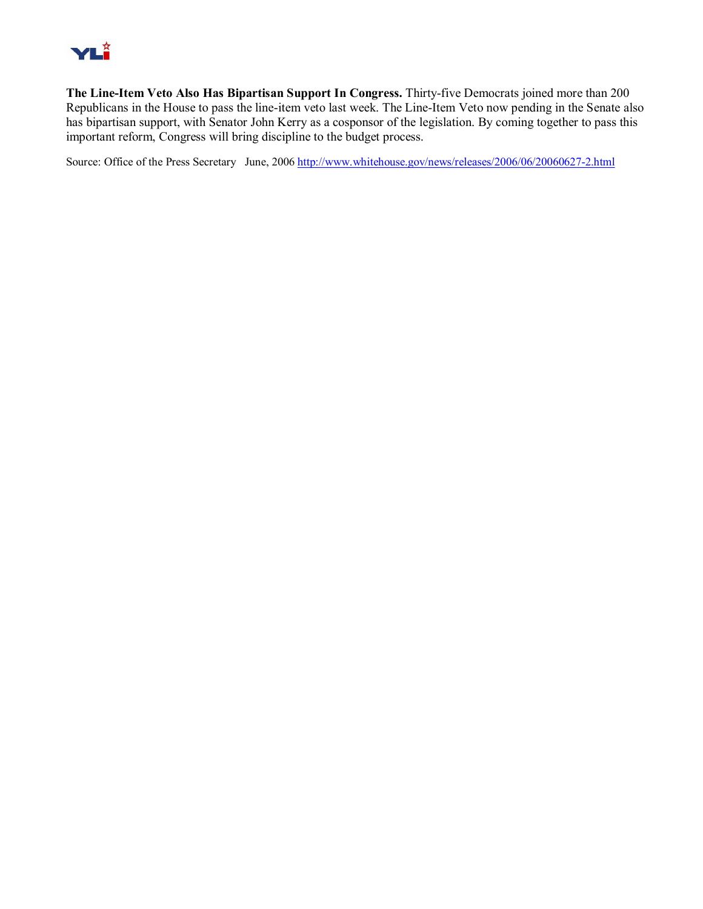**The Line-Item Veto Also Has Bipartisan Support In Congress.** Thirty-five Democrats joined more than 200 Republicans in the House to pass the line-item veto last week. The Line-Item Veto now pending in the Senate also has bipartisan support, with Senator John Kerry as a cosponsor of the legislation. By coming together to pass this important reform, Congress will bring discipline to the budget process.

Source: Office of the Press Secretary June, 2006 http://www.whitehouse.gov/news/releases/2006/06/20060627-2.html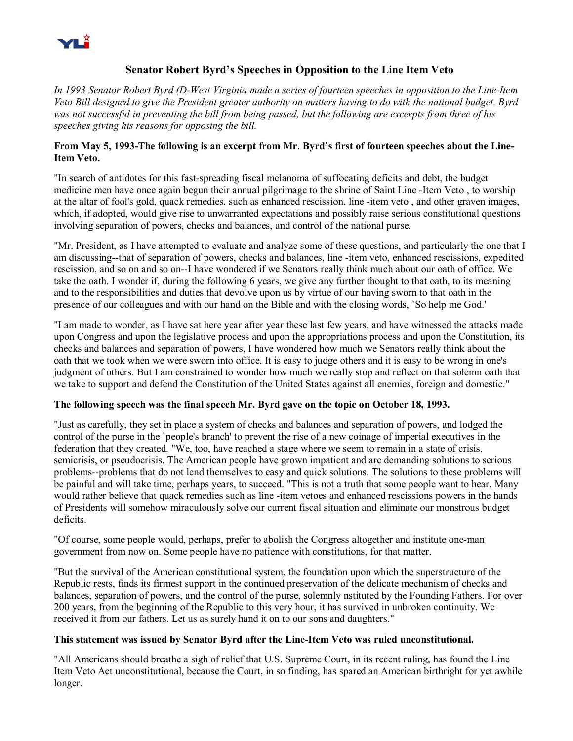## Senator Robert Byrd's Speeches in Opposition to the Line Item Veto

*In 1993 Senator Robert Byrd (D-West Virginia made a series of fourteen speeches in opposition to the Line-Item Veto Bill designed to give the President greater authority on matters having to do with the national budget. Byrd was not successful in preventing the bill from being passed, but the following are excerpts from three of his speeches giving his reasons for opposing the bill.*

**From May 5, 1993-The following is an excerpt from Mr. Byrd's first of fourteen speeches about the Line-Item Veto.**

"In search of antidotes for this fast-spreading fiscal melanoma of suffocating deficits and debt, the budget medicine men have once again begun their annual pilgrimage to the shrine of Saint Line -Item Veto , to worship at the altar of fool's gold, quack remedies, such as enhanced rescission, line -item veto , and other graven images, which, if adopted, would give rise to unwarranted expectations and possibly raise serious constitutional questions involving separation of powers, checks and balances, and control of the national purse.

"Mr. President, as I have attempted to evaluate and analyze some of these questions, and particularly the one that I am discussing--that of separation of powers, checks and balances, line -item veto, enhanced rescissions, expedited rescission, and so on and so on--I have wondered if we Senators really think much about our oath of office. We take the oath. I wonder if, during the following 6 years, we give any further thought to that oath, to its meaning and to the responsibilities and duties that devolve upon us by virtue of our having sworn to that oath in the presence of our colleagues and with our hand on the Bible and with the closing words, `So help me God.'

"I am made to wonder, as I have sat here year after year these last few years, and have witnessed the attacks made upon Congress and upon the legislative process and upon the appropriations process and upon the Constitution, its checks and balances and separation of powers, I have wondered how much we Senators really think about the oath that we took when we were sworn into office. It is easy to judge others and it is easy to be wrong in one's judgment of others. But I am constrained to wonder how much we really stop and reflect on that solemn oath that we take to support and defend the Constitution of the United States against all enemies, foreign and domestic."

**The following speech was the final speech Mr. Byrd gave on the topic on October 18, 1993.**

"Just as carefully, they set in place a system of checks and balances and separation of powers, and lodged the control of the purse in the `people's branch' to prevent the rise of a new coinage of imperial executives in the federation that they created. "We, too, have reached a stage where we seem to remain in a state of crisis, semicrisis, or pseudocrisis. The American people have grown impatient and are demanding solutions to serious problems--problems that do not lend themselves to easy and quick solutions. The solutions to these problems will be painful and will take time, perhaps years, to succeed. "This is not a truth that some people want to hear. Many would rather believe that quack remedies such as line -item vetoes and enhanced rescissions powers in the hands of Presidents will somehow miraculously solve our current fiscal situation and eliminate our monstrous budget deficits.

"Of course, some people would, perhaps, prefer to abolish the Congress altogether and institute one-man government from now on. Some people have no patience with constitutions, for that matter.

"But the survival of the American constitutional system, the foundation upon which the superstructure of the Republic rests, finds its firmest support in the continued preservation of the delicate mechanism of checks and balances, separation of powers, and the control of the purse, solemnly nstituted by the Founding Fathers. For over 200 years, from the beginning of the Republic to this very hour, it has survived in unbroken continuity. We received it from our fathers. Let us as surely hand it on to our sons and daughters."

**This statement was issued by Senator Byrd after the Line-Item Veto was ruled unconstitutional.**

"All Americans should breathe a sigh of relief that U.S. Supreme Court, in its recent ruling, has found the Line Item Veto Act unconstitutional, because the Court, in so finding, has spared an American birthright for yet awhile longer.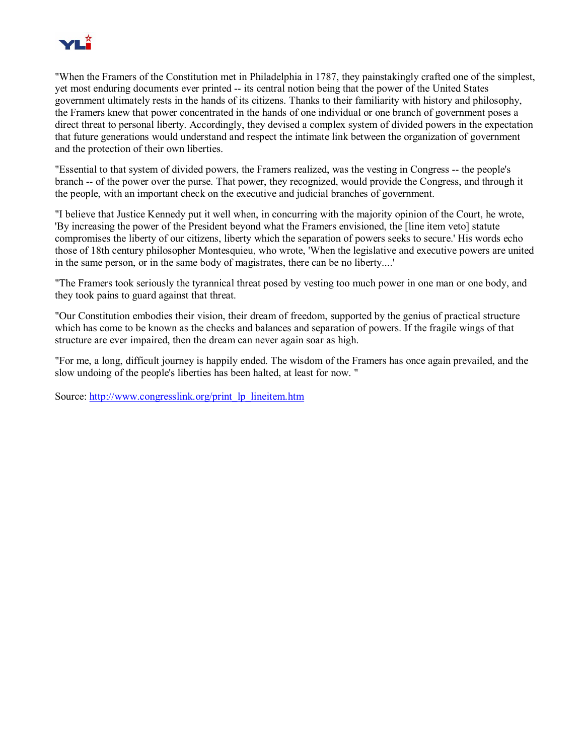"When the Framers of the Constitution met in Philadelphia in 1787, they painstakingly crafted one of the simplest, yet most enduring documents ever printed -- its central notion being that the power of the United States government ultimately rests in the hands of its citizens. Thanks to their familiarity with history and philosophy, the Framers knew that power concentrated in the hands of one individual or one branch of government poses a direct threat to personal liberty. Accordingly, they devised a complex system of divided powers in the expectation that future generations would understand and respect the intimate link between the organization of government and the protection of their own liberties.

"Essential to that system of divided powers, the Framers realized, was the vesting in Congress -- the people's branch -- of the power over the purse. That power, they recognized, would provide the Congress, and through it the people, with an important check on the executive and judicial branches of government.

"I believe that Justice Kennedy put it well when, in concurring with the majority opinion of the Court, he wrote, 'By increasing the power of the President beyond what the Framers envisioned, the [line item veto] statute compromises the liberty of our citizens, liberty which the separation of powers seeks to secure.' His words echo those of 18th century philosopher Montesquieu, who wrote, 'When the legislative and executive powers are united in the same person, or in the same body of magistrates, there can be no liberty....'

"The Framers took seriously the tyrannical threat posed by vesting too much power in one man or one body, and they took pains to guard against that threat.

"Our Constitution embodies their vision, their dream of freedom, supported by the genius of practical structure which has come to be known as the checks and balances and separation of powers. If the fragile wings of that structure are ever impaired, then the dream can never again soar as high.

"For me, a long, difficult journey is happily ended. The wisdom of the Framers has once again prevailed, and the slow undoing of the people's liberties has been halted, at least for now. "

Source: http://www.congresslink.org/print_lp_lineitem.htm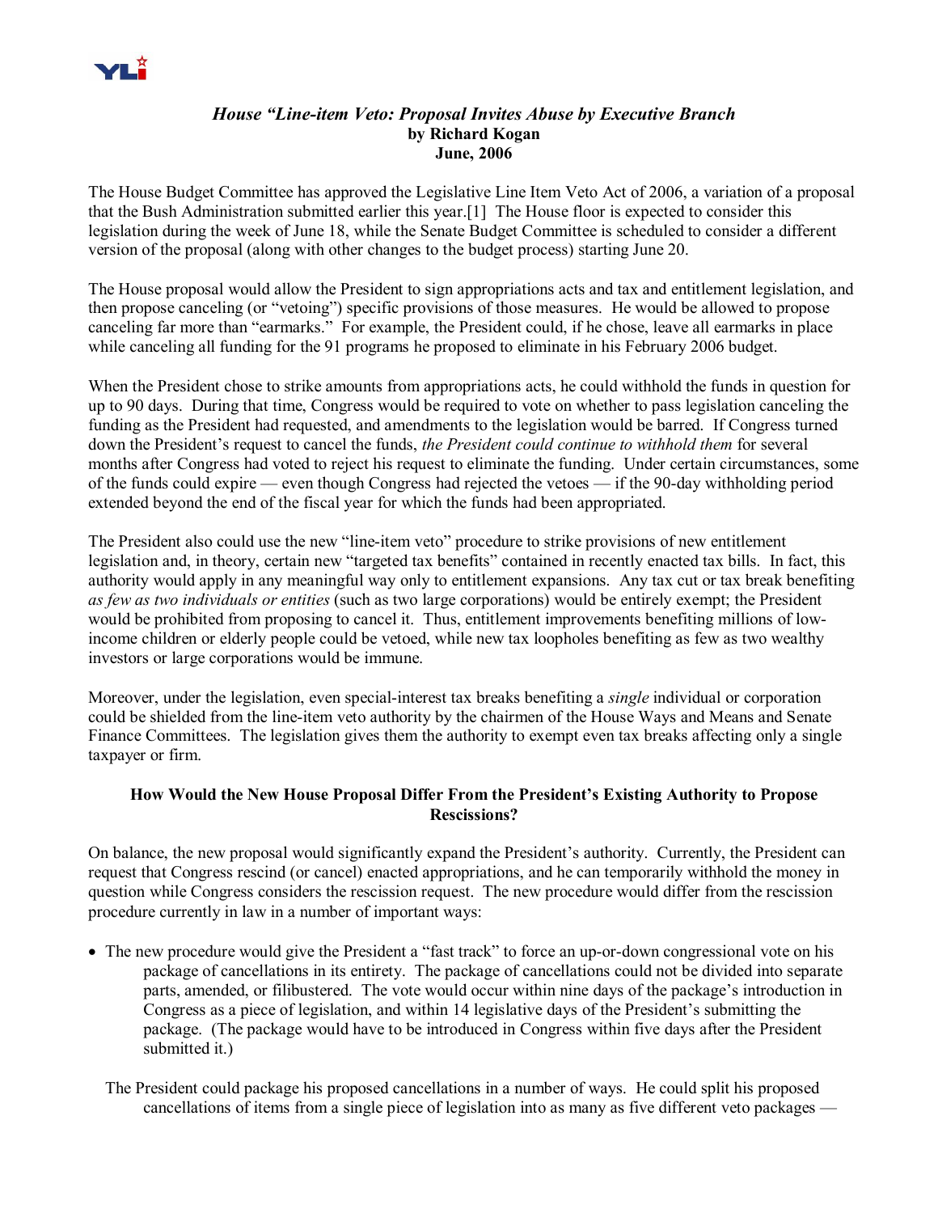### *House "Line-item Veto: Proposal Invites Abuse by Executive Branch*
**by Richard Kogan**
**June, 2006**

The House Budget Committee has approved the Legislative Line Item Veto Act of 2006, a variation of a proposal that the Bush Administration submitted earlier this year.[1] The House floor is expected to consider this legislation during the week of June 18, while the Senate Budget Committee is scheduled to consider a different version of the proposal (along with other changes to the budget process) starting June 20.

The House proposal would allow the President to sign appropriations acts and tax and entitlement legislation, and then propose canceling (or "vetoing") specific provisions of those measures. He would be allowed to propose canceling far more than "earmarks." For example, the President could, if he chose, leave all earmarks in place while canceling all funding for the 91 programs he proposed to eliminate in his February 2006 budget.

When the President chose to strike amounts from appropriations acts, he could withhold the funds in question for up to 90 days. During that time, Congress would be required to vote on whether to pass legislation canceling the funding as the President had requested, and amendments to the legislation would be barred. If Congress turned down the President's request to cancel the funds, *the President could continue to withhold them* for several months after Congress had voted to reject his request to eliminate the funding. Under certain circumstances, some of the funds could expire — even though Congress had rejected the vetoes — if the 90-day withholding period extended beyond the end of the fiscal year for which the funds had been appropriated.

The President also could use the new "line-item veto" procedure to strike provisions of new entitlement legislation and, in theory, certain new "targeted tax benefits" contained in recently enacted tax bills. In fact, this authority would apply in any meaningful way only to entitlement expansions. Any tax cut or tax break benefiting *as few as two individuals or entities* (such as two large corporations) would be entirely exempt; the President would be prohibited from proposing to cancel it. Thus, entitlement improvements benefiting millions of low-income children or elderly people could be vetoed, while new tax loopholes benefiting as few as two wealthy investors or large corporations would be immune.

Moreover, under the legislation, even special-interest tax breaks benefiting a *single* individual or corporation could be shielded from the line-item veto authority by the chairmen of the House Ways and Means and Senate Finance Committees. The legislation gives them the authority to exempt even tax breaks affecting only a single taxpayer or firm.

**How Would the New House Proposal Differ From the President's Existing Authority to Propose Rescissions?**

On balance, the new proposal would significantly expand the President's authority. Currently, the President can request that Congress rescind (or cancel) enacted appropriations, and he can temporarily withhold the money in question while Congress considers the rescission request. The new procedure would differ from the rescission procedure currently in law in a number of important ways:

- The new procedure would give the President a "fast track" to force an up-or-down congressional vote on his package of cancellations in its entirety. The package of cancellations could not be divided into separate parts, amended, or filibustered. The vote would occur within nine days of the package's introduction in Congress as a piece of legislation, and within 14 legislative days of the President's submitting the package. (The package would have to be introduced in Congress within five days after the President submitted it.)

  The President could package his proposed cancellations in a number of ways. He could split his proposed cancellations of items from a single piece of legislation into as many as five different veto packages —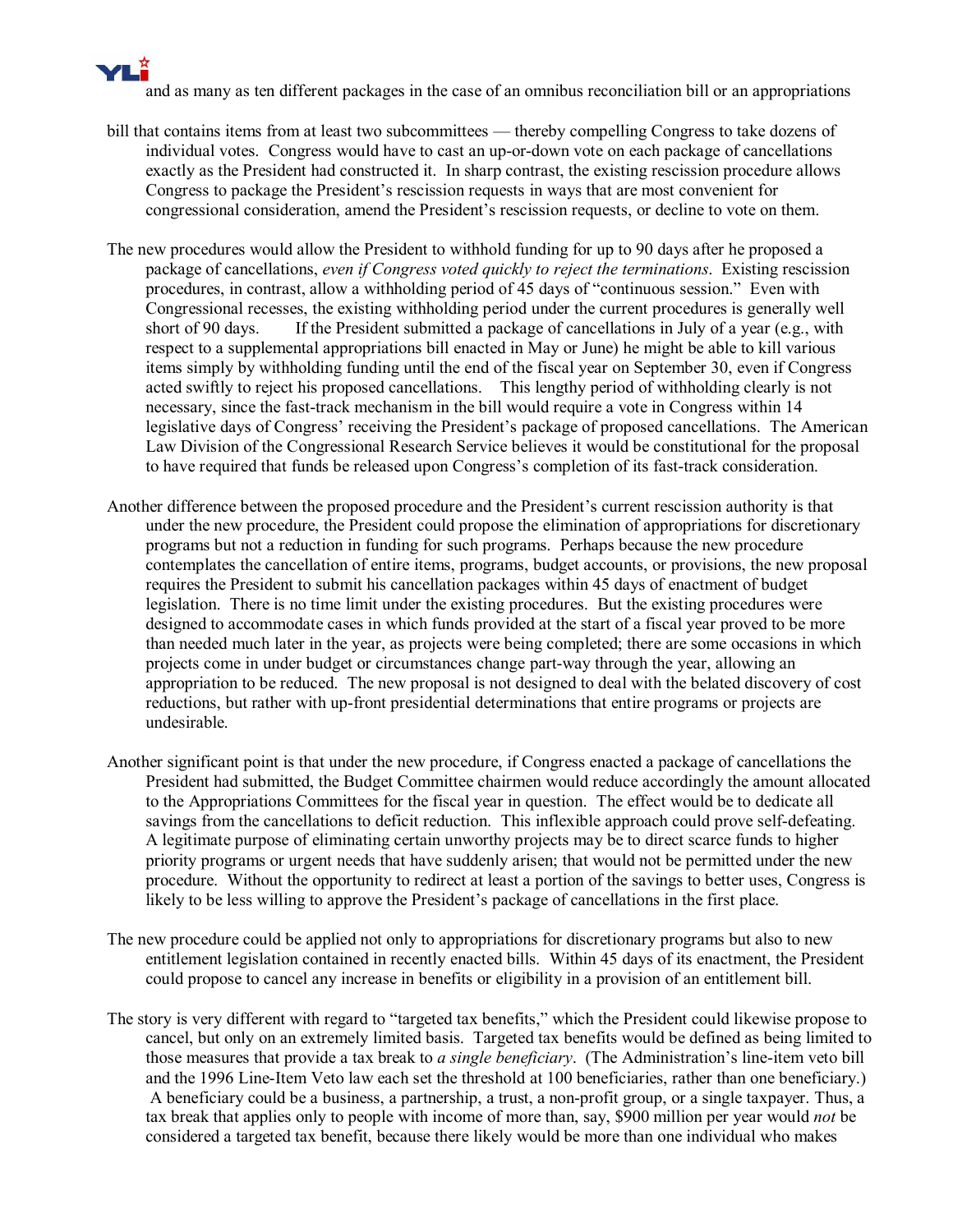and as many as ten different packages in the case of an omnibus reconciliation bill or an appropriations bill that contains items from at least two subcommittees — thereby compelling Congress to take dozens of individual votes. Congress would have to cast an up-or-down vote on each package of cancellations exactly as the President had constructed it. In sharp contrast, the existing rescission procedure allows Congress to package the President's rescission requests in ways that are most convenient for congressional consideration, amend the President's rescission requests, or decline to vote on them.

The new procedures would allow the President to withhold funding for up to 90 days after he proposed a package of cancellations, *even if Congress voted quickly to reject the terminations*. Existing rescission procedures, in contrast, allow a withholding period of 45 days of "continuous session." Even with Congressional recesses, the existing withholding period under the current procedures is generally well short of 90 days. If the President submitted a package of cancellations in July of a year (e.g., with respect to a supplemental appropriations bill enacted in May or June) he might be able to kill various items simply by withholding funding until the end of the fiscal year on September 30, even if Congress acted swiftly to reject his proposed cancellations. This lengthy period of withholding clearly is not necessary, since the fast-track mechanism in the bill would require a vote in Congress within 14 legislative days of Congress' receiving the President's package of proposed cancellations. The American Law Division of the Congressional Research Service believes it would be constitutional for the proposal to have required that funds be released upon Congress's completion of its fast-track consideration.

Another difference between the proposed procedure and the President's current rescission authority is that under the new procedure, the President could propose the elimination of appropriations for discretionary programs but not a reduction in funding for such programs. Perhaps because the new procedure contemplates the cancellation of entire items, programs, budget accounts, or provisions, the new proposal requires the President to submit his cancellation packages within 45 days of enactment of budget legislation. There is no time limit under the existing procedures. But the existing procedures were designed to accommodate cases in which funds provided at the start of a fiscal year proved to be more than needed much later in the year, as projects were being completed; there are some occasions in which projects come in under budget or circumstances change part-way through the year, allowing an appropriation to be reduced. The new proposal is not designed to deal with the belated discovery of cost reductions, but rather with up-front presidential determinations that entire programs or projects are undesirable.

Another significant point is that under the new procedure, if Congress enacted a package of cancellations the President had submitted, the Budget Committee chairmen would reduce accordingly the amount allocated to the Appropriations Committees for the fiscal year in question. The effect would be to dedicate all savings from the cancellations to deficit reduction. This inflexible approach could prove self-defeating. A legitimate purpose of eliminating certain unworthy projects may be to direct scarce funds to higher priority programs or urgent needs that have suddenly arisen; that would not be permitted under the new procedure. Without the opportunity to redirect at least a portion of the savings to better uses, Congress is likely to be less willing to approve the President's package of cancellations in the first place.

The new procedure could be applied not only to appropriations for discretionary programs but also to new entitlement legislation contained in recently enacted bills. Within 45 days of its enactment, the President could propose to cancel any increase in benefits or eligibility in a provision of an entitlement bill.

The story is very different with regard to "targeted tax benefits," which the President could likewise propose to cancel, but only on an extremely limited basis. Targeted tax benefits would be defined as being limited to those measures that provide a tax break to *a single beneficiary*. (The Administration's line-item veto bill and the 1996 Line-Item Veto law each set the threshold at 100 beneficiaries, rather than one beneficiary.) A beneficiary could be a business, a partnership, a trust, a non-profit group, or a single taxpayer. Thus, a tax break that applies only to people with income of more than, say, $900 million per year would *not* be considered a targeted tax benefit, because there likely would be more than one individual who makes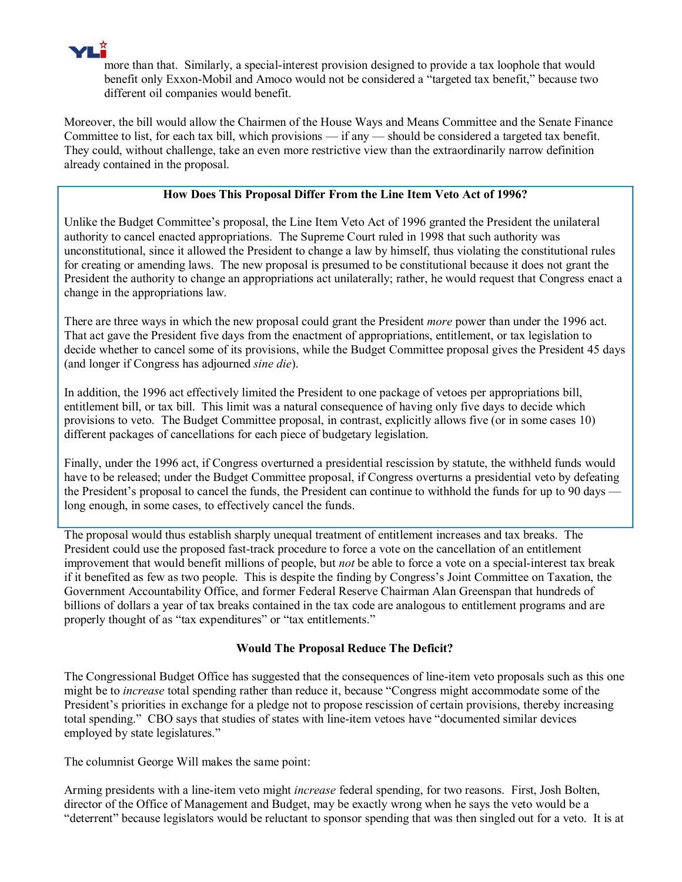more than that. Similarly, a special-interest provision designed to provide a tax loophole that would benefit only Exxon-Mobil and Amoco would not be considered a "targeted tax benefit," because two different oil companies would benefit.

Moreover, the bill would allow the Chairmen of the House Ways and Means Committee and the Senate Finance Committee to list, for each tax bill, which provisions — if any — should be considered a targeted tax benefit. They could, without challenge, take an even more restrictive view than the extraordinarily narrow definition already contained in the proposal.

**How Does This Proposal Differ From the Line Item Veto Act of 1996?**

Unlike the Budget Committee's proposal, the Line Item Veto Act of 1996 granted the President the unilateral authority to cancel enacted appropriations. The Supreme Court ruled in 1998 that such authority was unconstitutional, since it allowed the President to change a law by himself, thus violating the constitutional rules for creating or amending laws. The new proposal is presumed to be constitutional because it does not grant the President the authority to change an appropriations act unilaterally; rather, he would request that Congress enact a change in the appropriations law.

There are three ways in which the new proposal could grant the President *more* power than under the 1996 act. That act gave the President five days from the enactment of appropriations, entitlement, or tax legislation to decide whether to cancel some of its provisions, while the Budget Committee proposal gives the President 45 days (and longer if Congress has adjourned *sine die*).

In addition, the 1996 act effectively limited the President to one package of vetoes per appropriations bill, entitlement bill, or tax bill. This limit was a natural consequence of having only five days to decide which provisions to veto. The Budget Committee proposal, in contrast, explicitly allows five (or in some cases 10) different packages of cancellations for each piece of budgetary legislation.

Finally, under the 1996 act, if Congress overturned a presidential rescission by statute, the withheld funds would have to be released; under the Budget Committee proposal, if Congress overturns a presidential veto by defeating the President's proposal to cancel the funds, the President can continue to withhold the funds for up to 90 days — long enough, in some cases, to effectively cancel the funds.

The proposal would thus establish sharply unequal treatment of entitlement increases and tax breaks. The President could use the proposed fast-track procedure to force a vote on the cancellation of an entitlement improvement that would benefit millions of people, but *not* be able to force a vote on a special-interest tax break if it benefited as few as two people. This is despite the finding by Congress's Joint Committee on Taxation, the Government Accountability Office, and former Federal Reserve Chairman Alan Greenspan that hundreds of billions of dollars a year of tax breaks contained in the tax code are analogous to entitlement programs and are properly thought of as "tax expenditures" or "tax entitlements."

**Would The Proposal Reduce The Deficit?**

The Congressional Budget Office has suggested that the consequences of line-item veto proposals such as this one might be to *increase* total spending rather than reduce it, because "Congress might accommodate some of the President's priorities in exchange for a pledge not to propose rescission of certain provisions, thereby increasing total spending." CBO says that studies of states with line-item vetoes have "documented similar devices employed by state legislatures."

The columnist George Will makes the same point:

Arming presidents with a line-item veto might *increase* federal spending, for two reasons. First, Josh Bolten, director of the Office of Management and Budget, may be exactly wrong when he says the veto would be a "deterrent" because legislators would be reluctant to sponsor spending that was then singled out for a veto. It is at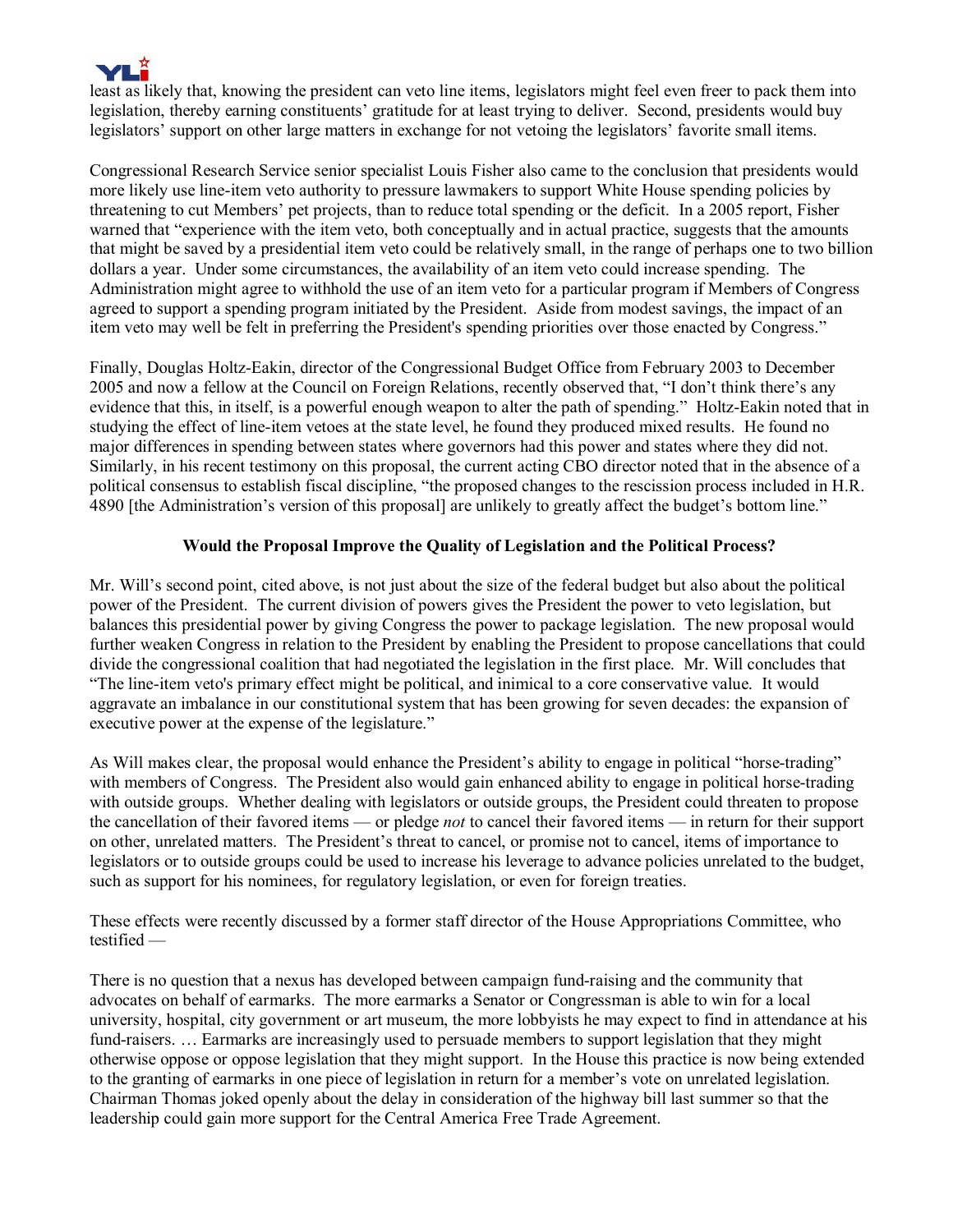least as likely that, knowing the president can veto line items, legislators might feel even freer to pack them into legislation, thereby earning constituents' gratitude for at least trying to deliver. Second, presidents would buy legislators' support on other large matters in exchange for not vetoing the legislators' favorite small items.

Congressional Research Service senior specialist Louis Fisher also came to the conclusion that presidents would more likely use line-item veto authority to pressure lawmakers to support White House spending policies by threatening to cut Members' pet projects, than to reduce total spending or the deficit. In a 2005 report, Fisher warned that "experience with the item veto, both conceptually and in actual practice, suggests that the amounts that might be saved by a presidential item veto could be relatively small, in the range of perhaps one to two billion dollars a year. Under some circumstances, the availability of an item veto could increase spending. The Administration might agree to withhold the use of an item veto for a particular program if Members of Congress agreed to support a spending program initiated by the President. Aside from modest savings, the impact of an item veto may well be felt in preferring the President's spending priorities over those enacted by Congress."

Finally, Douglas Holtz-Eakin, director of the Congressional Budget Office from February 2003 to December 2005 and now a fellow at the Council on Foreign Relations, recently observed that, "I don't think there's any evidence that this, in itself, is a powerful enough weapon to alter the path of spending." Holtz-Eakin noted that in studying the effect of line-item vetoes at the state level, he found they produced mixed results. He found no major differences in spending between states where governors had this power and states where they did not. Similarly, in his recent testimony on this proposal, the current acting CBO director noted that in the absence of a political consensus to establish fiscal discipline, "the proposed changes to the rescission process included in H.R. 4890 [the Administration's version of this proposal] are unlikely to greatly affect the budget's bottom line."

**Would the Proposal Improve the Quality of Legislation and the Political Process?**

Mr. Will's second point, cited above, is not just about the size of the federal budget but also about the political power of the President. The current division of powers gives the President the power to veto legislation, but balances this presidential power by giving Congress the power to package legislation. The new proposal would further weaken Congress in relation to the President by enabling the President to propose cancellations that could divide the congressional coalition that had negotiated the legislation in the first place. Mr. Will concludes that "The line-item veto's primary effect might be political, and inimical to a core conservative value. It would aggravate an imbalance in our constitutional system that has been growing for seven decades: the expansion of executive power at the expense of the legislature."

As Will makes clear, the proposal would enhance the President's ability to engage in political "horse-trading" with members of Congress. The President also would gain enhanced ability to engage in political horse-trading with outside groups. Whether dealing with legislators or outside groups, the President could threaten to propose the cancellation of their favored items — or pledge *not* to cancel their favored items — in return for their support on other, unrelated matters. The President's threat to cancel, or promise not to cancel, items of importance to legislators or to outside groups could be used to increase his leverage to advance policies unrelated to the budget, such as support for his nominees, for regulatory legislation, or even for foreign treaties.

These effects were recently discussed by a former staff director of the House Appropriations Committee, who testified —

There is no question that a nexus has developed between campaign fund-raising and the community that advocates on behalf of earmarks. The more earmarks a Senator or Congressman is able to win for a local university, hospital, city government or art museum, the more lobbyists he may expect to find in attendance at his fund-raisers. … Earmarks are increasingly used to persuade members to support legislation that they might otherwise oppose or oppose legislation that they might support. In the House this practice is now being extended to the granting of earmarks in one piece of legislation in return for a member's vote on unrelated legislation. Chairman Thomas joked openly about the delay in consideration of the highway bill last summer so that the leadership could gain more support for the Central America Free Trade Agreement.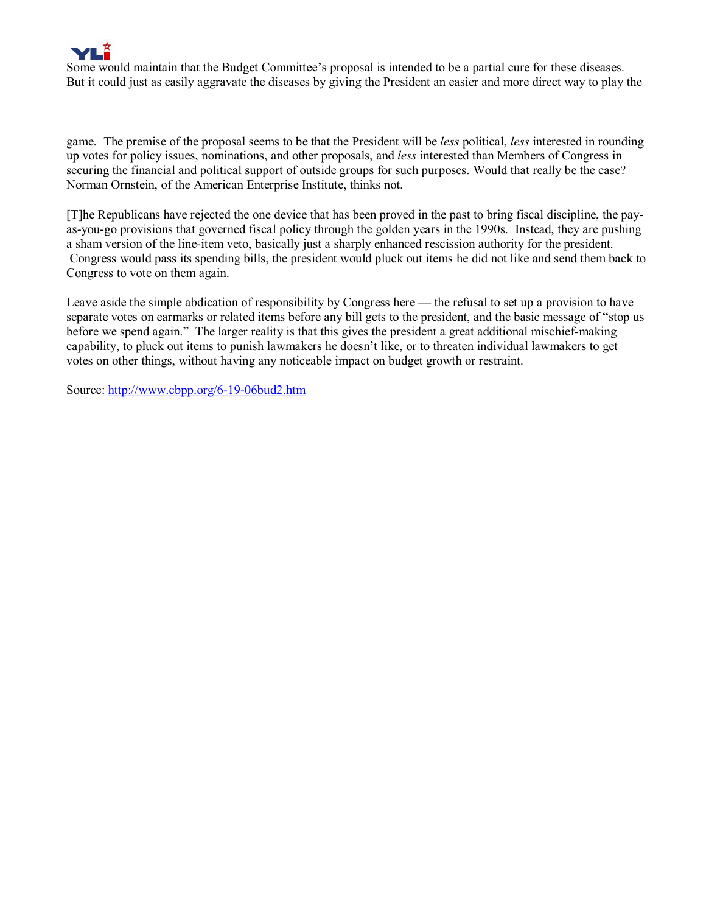Some would maintain that the Budget Committee's proposal is intended to be a partial cure for these diseases. But it could just as easily aggravate the diseases by giving the President an easier and more direct way to play the game. The premise of the proposal seems to be that the President will be *less* political, *less* interested in rounding up votes for policy issues, nominations, and other proposals, and *less* interested than Members of Congress in securing the financial and political support of outside groups for such purposes. Would that really be the case? Norman Ornstein, of the American Enterprise Institute, thinks not.

[T]he Republicans have rejected the one device that has been proved in the past to bring fiscal discipline, the pay-as-you-go provisions that governed fiscal policy through the golden years in the 1990s. Instead, they are pushing a sham version of the line-item veto, basically just a sharply enhanced rescission authority for the president. Congress would pass its spending bills, the president would pluck out items he did not like and send them back to Congress to vote on them again.

Leave aside the simple abdication of responsibility by Congress here — the refusal to set up a provision to have separate votes on earmarks or related items before any bill gets to the president, and the basic message of "stop us before we spend again." The larger reality is that this gives the president a great additional mischief-making capability, to pluck out items to punish lawmakers he doesn't like, or to threaten individual lawmakers to get votes on other things, without having any noticeable impact on budget growth or restraint.

Source: http://www.cbpp.org/6-19-06bud2.htm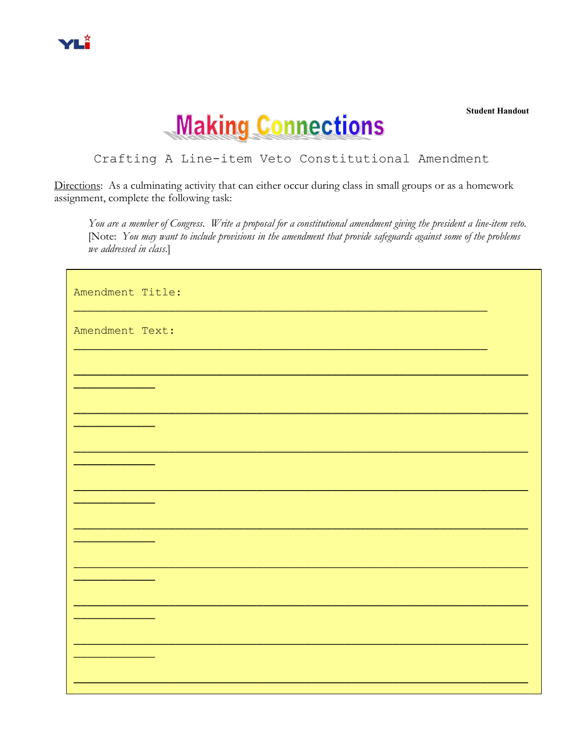Student Handout

# Making Connections

## Crafting A Line-item Veto Constitutional Amendment

Directions: As a culminating activity that can either occur during class in small groups or as a homework assignment, complete the following task:

> *You are a member of Congress. Write a proposal for a constitutional amendment giving the president a line-item veto.* [Note: *You may want to include provisions in the amendment that provide safeguards against some of the problems we addressed in class.*]

Amendment Title: ___________________________________________________________

Amendment Text: ___________________________________________________________

______________________________________________________________________________

______________________________________________________________________________

______________________________________________________________________________

______________________________________________________________________________

______________________________________________________________________________

______________________________________________________________________________

______________________________________________________________________________

______________________________________________________________________________

______________________________________________________________________________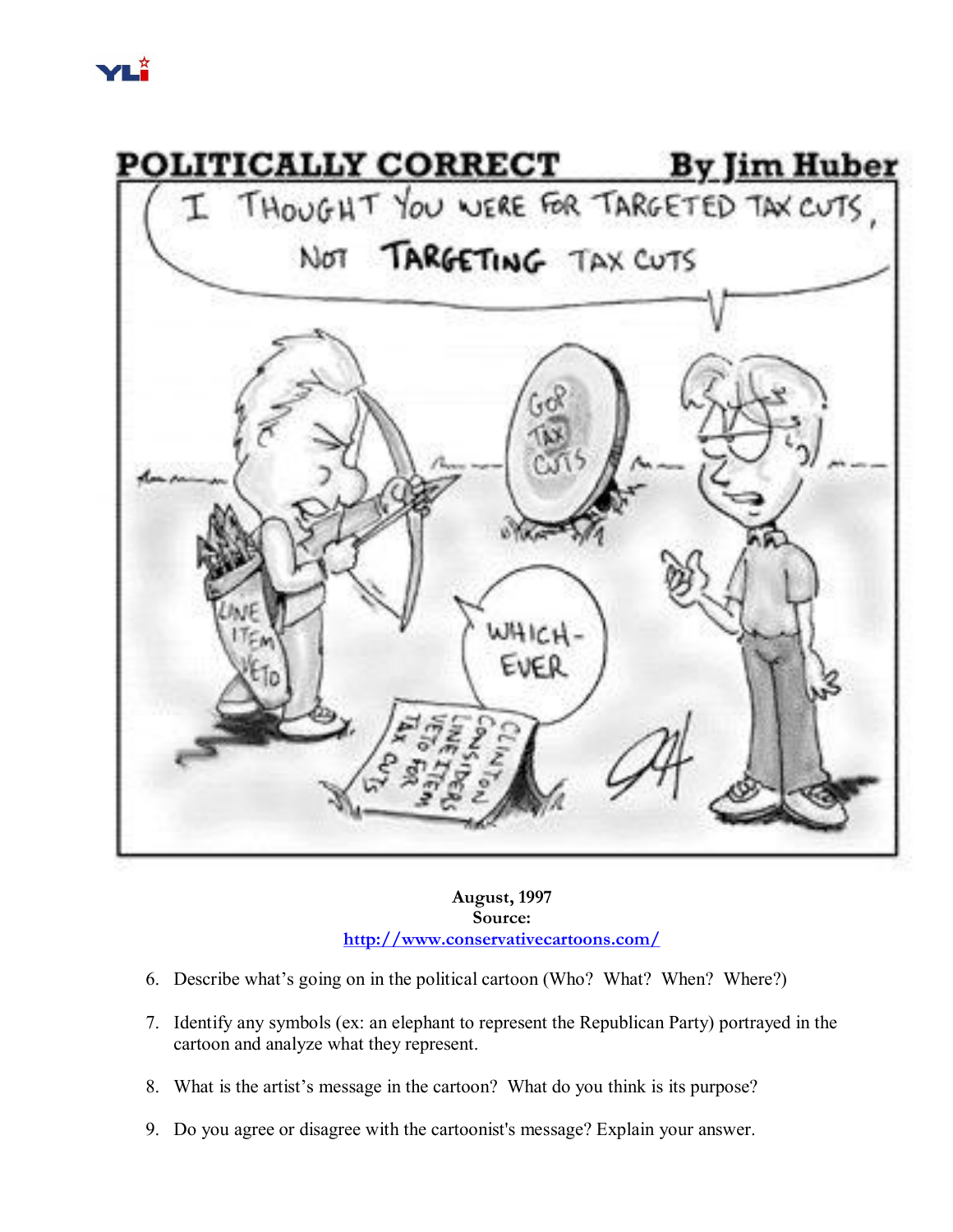August, 1997
Source:
http://www.conservativecartoons.com/

6. Describe what's going on in the political cartoon (Who? What? When? Where?)

7. Identify any symbols (ex: an elephant to represent the Republican Party) portrayed in the cartoon and analyze what they represent.

8. What is the artist's message in the cartoon? What do you think is its purpose?

9. Do you agree or disagree with the cartoonist's message? Explain your answer.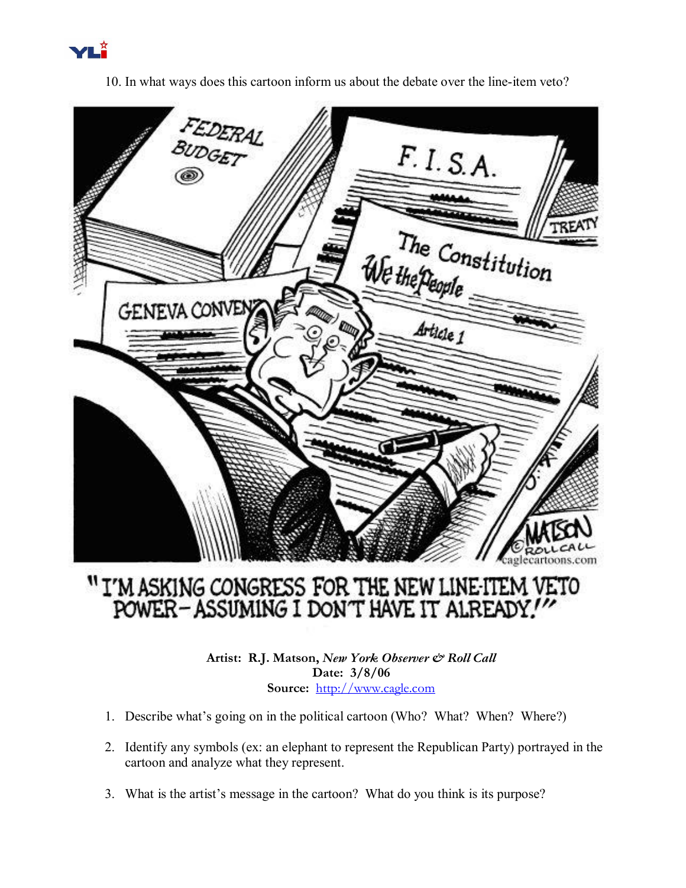10. In what ways does this cartoon inform us about the debate over the line-item veto?

"I'M ASKING CONGRESS FOR THE NEW LINE-ITEM VETO POWER—ASSUMING I DON'T HAVE IT ALREADY!"

**Artist: R.J. Matson, *New York Observer & Roll Call***
**Date: 3/8/06**
**Source: http://www.cagle.com**

1. Describe what's going on in the political cartoon (Who? What? When? Where?)
2. Identify any symbols (ex: an elephant to represent the Republican Party) portrayed in the cartoon and analyze what they represent.
3. What is the artist's message in the cartoon? What do you think is its purpose?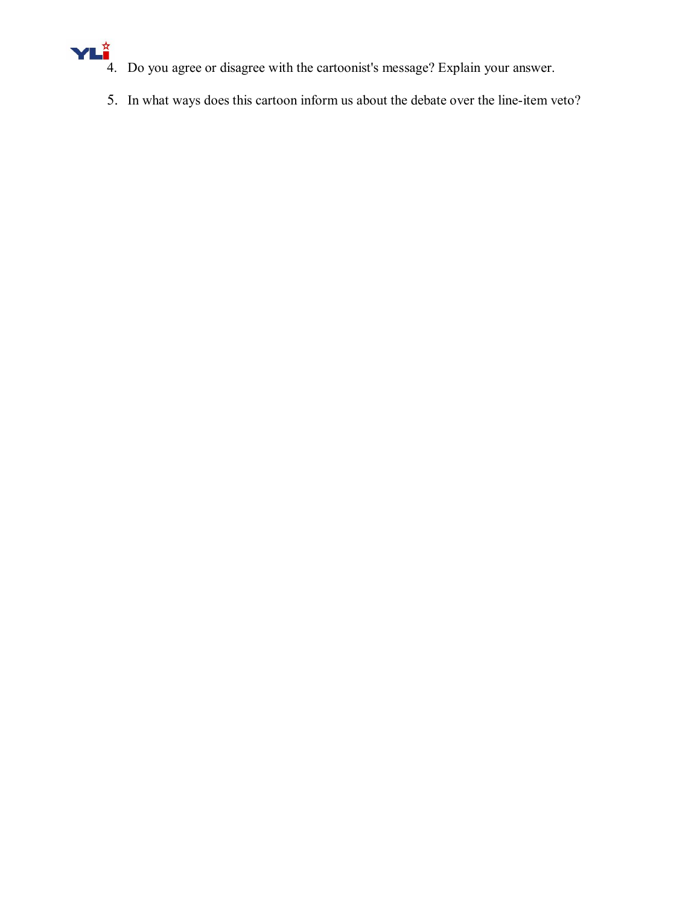4. Do you agree or disagree with the cartoonist's message? Explain your answer.

5. In what ways does this cartoon inform us about the debate over the line-item veto?